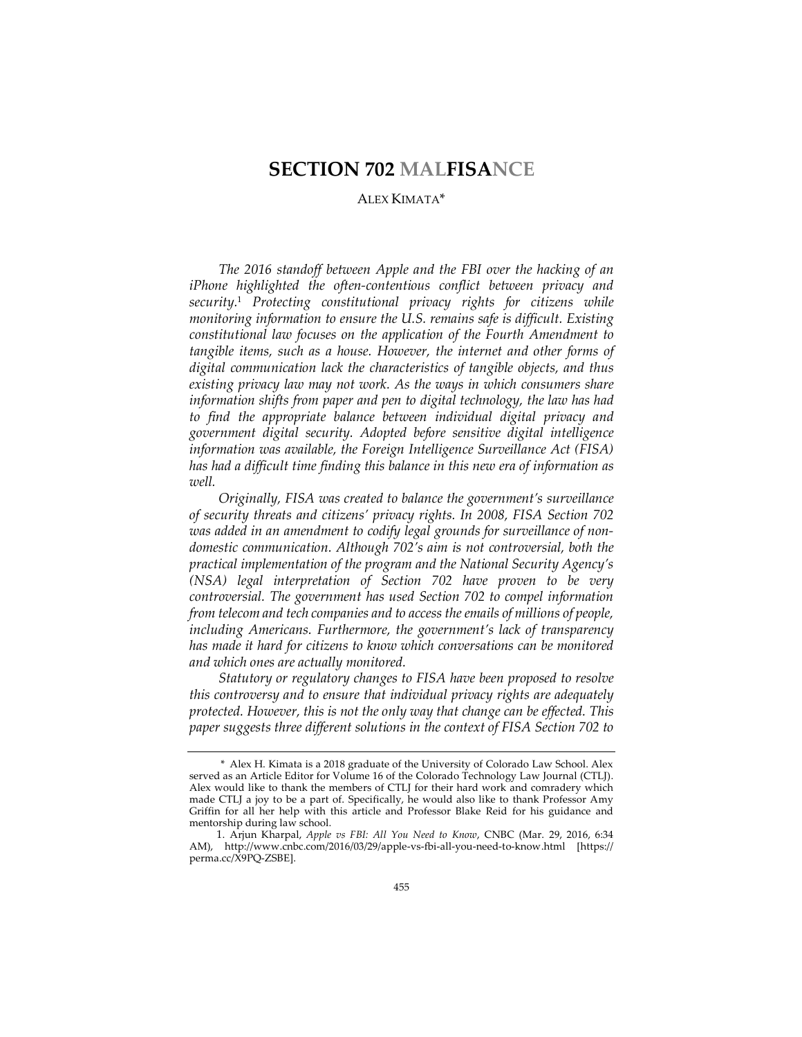# SECTION 702 MALFISANCE

ALEX KIMATA*

*The 2016 standoff between Apple and the FBI over the hacking of an iPhone highlighted the often-contentious conflict between privacy and security.*[1] *Protecting constitutional privacy rights for citizens while monitoring information to ensure the U.S. remains safe is difficult. Existing constitutional law focuses on the application of the Fourth Amendment to tangible items, such as a house. However, the internet and other forms of digital communication lack the characteristics of tangible objects, and thus existing privacy law may not work. As the ways in which consumers share information shifts from paper and pen to digital technology, the law has had to find the appropriate balance between individual digital privacy and government digital security. Adopted before sensitive digital intelligence information was available, the Foreign Intelligence Surveillance Act (FISA) has had a difficult time finding this balance in this new era of information as well.*

*Originally, FISA was created to balance the government's surveillance of security threats and citizens' privacy rights. In 2008, FISA Section 702 was added in an amendment to codify legal grounds for surveillance of non-domestic communication. Although 702's aim is not controversial, both the practical implementation of the program and the National Security Agency's (NSA) legal interpretation of Section 702 have proven to be very controversial. The government has used Section 702 to compel information from telecom and tech companies and to access the emails of millions of people, including Americans. Furthermore, the government's lack of transparency has made it hard for citizens to know which conversations can be monitored and which ones are actually monitored.*

*Statutory or regulatory changes to FISA have been proposed to resolve this controversy and to ensure that individual privacy rights are adequately protected. However, this is not the only way that change can be effected. This paper suggests three different solutions in the context of FISA Section 702 to*

---

\* Alex H. Kimata is a 2018 graduate of the University of Colorado Law School. Alex served as an Article Editor for Volume 16 of the Colorado Technology Law Journal (CTLJ). Alex would like to thank the members of CTLJ for their hard work and comradery which made CTLJ a joy to be a part of. Specifically, he would also like to thank Professor Amy Griffin for all her help with this article and Professor Blake Reid for his guidance and mentorship during law school.

1. Arjun Kharpal, *Apple vs FBI: All You Need to Know*, CNBC (Mar. 29, 2016, 6:34 AM), http://www.cnbc.com/2016/03/29/apple-vs-fbi-all-you-need-to-know.html [https://perma.cc/X9PQ-ZSBE].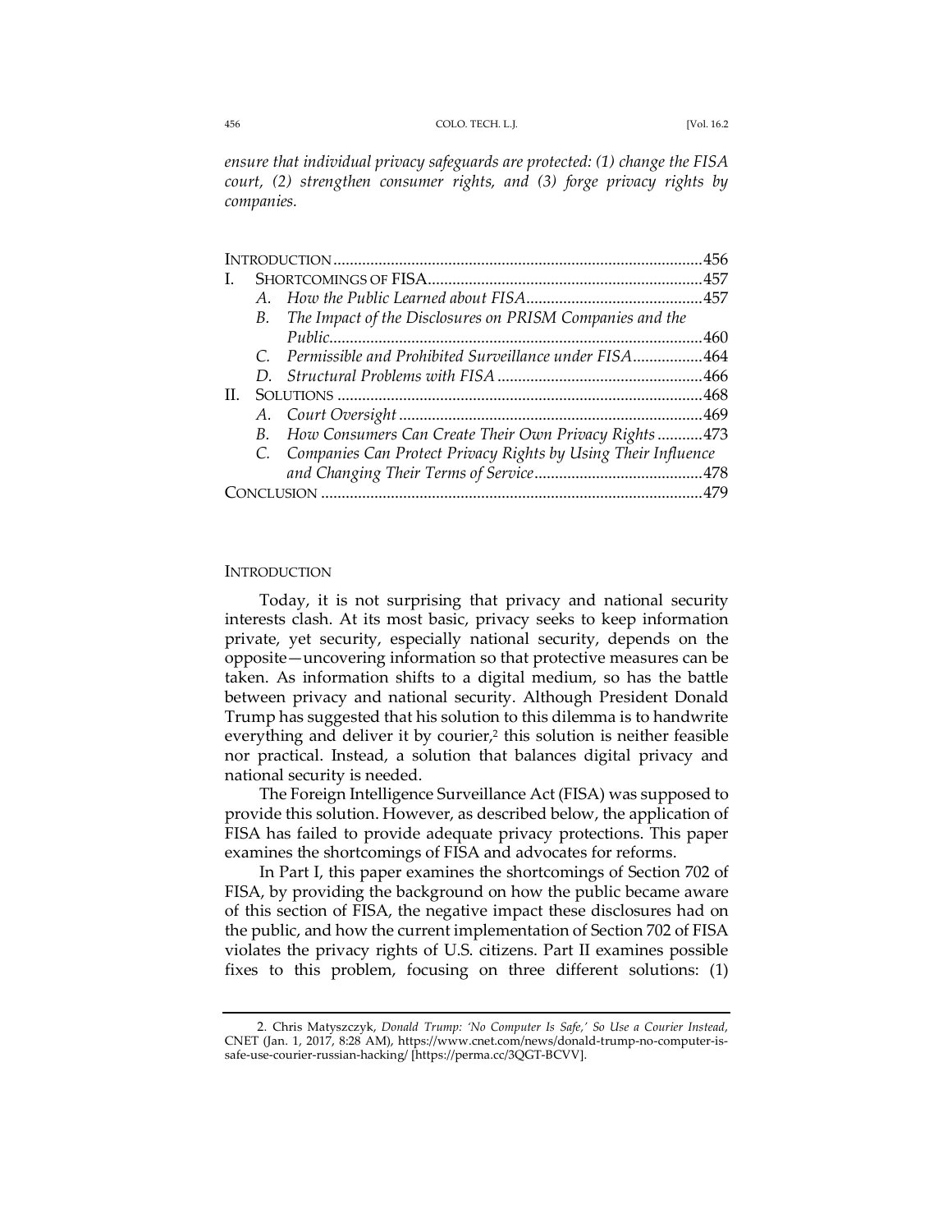*ensure that individual privacy safeguards are protected: (1) change the FISA court, (2) strengthen consumer rights, and (3) forge privacy rights by companies.*

| | | |
|---|---|---|
| INTRODUCTION | | 456 |
| I. | SHORTCOMINGS OF FISA | 457 |
| | A. *How the Public Learned about FISA* | 457 |
| | B. *The Impact of the Disclosures on PRISM Companies and the Public* | 460 |
| | C. *Permissible and Prohibited Surveillance under FISA* | 464 |
| | D. *Structural Problems with FISA* | 466 |
| II. | SOLUTIONS | 468 |
| | A. *Court Oversight* | 469 |
| | B. *How Consumers Can Create Their Own Privacy Rights* | 473 |
| | C. *Companies Can Protect Privacy Rights by Using Their Influence and Changing Their Terms of Service* | 478 |
| CONCLUSION | | 479 |

## INTRODUCTION

Today, it is not surprising that privacy and national security interests clash. At its most basic, privacy seeks to keep information private, yet security, especially national security, depends on the opposite—uncovering information so that protective measures can be taken. As information shifts to a digital medium, so has the battle between privacy and national security. Although President Donald Trump has suggested that his solution to this dilemma is to handwrite everything and deliver it by courier,[2] this solution is neither feasible nor practical. Instead, a solution that balances digital privacy and national security is needed.

The Foreign Intelligence Surveillance Act (FISA) was supposed to provide this solution. However, as described below, the application of FISA has failed to provide adequate privacy protections. This paper examines the shortcomings of FISA and advocates for reforms.

In Part I, this paper examines the shortcomings of Section 702 of FISA, by providing the background on how the public became aware of this section of FISA, the negative impact these disclosures had on the public, and how the current implementation of Section 702 of FISA violates the privacy rights of U.S. citizens. Part II examines possible fixes to this problem, focusing on three different solutions: (1)

2. Chris Matyszczyk, *Donald Trump: 'No Computer Is Safe,' So Use a Courier Instead*, CNET (Jan. 1, 2017, 8:28 AM), https://www.cnet.com/news/donald-trump-no-computer-is-safe-use-courier-russian-hacking/ [https://perma.cc/3QGT-BCVV].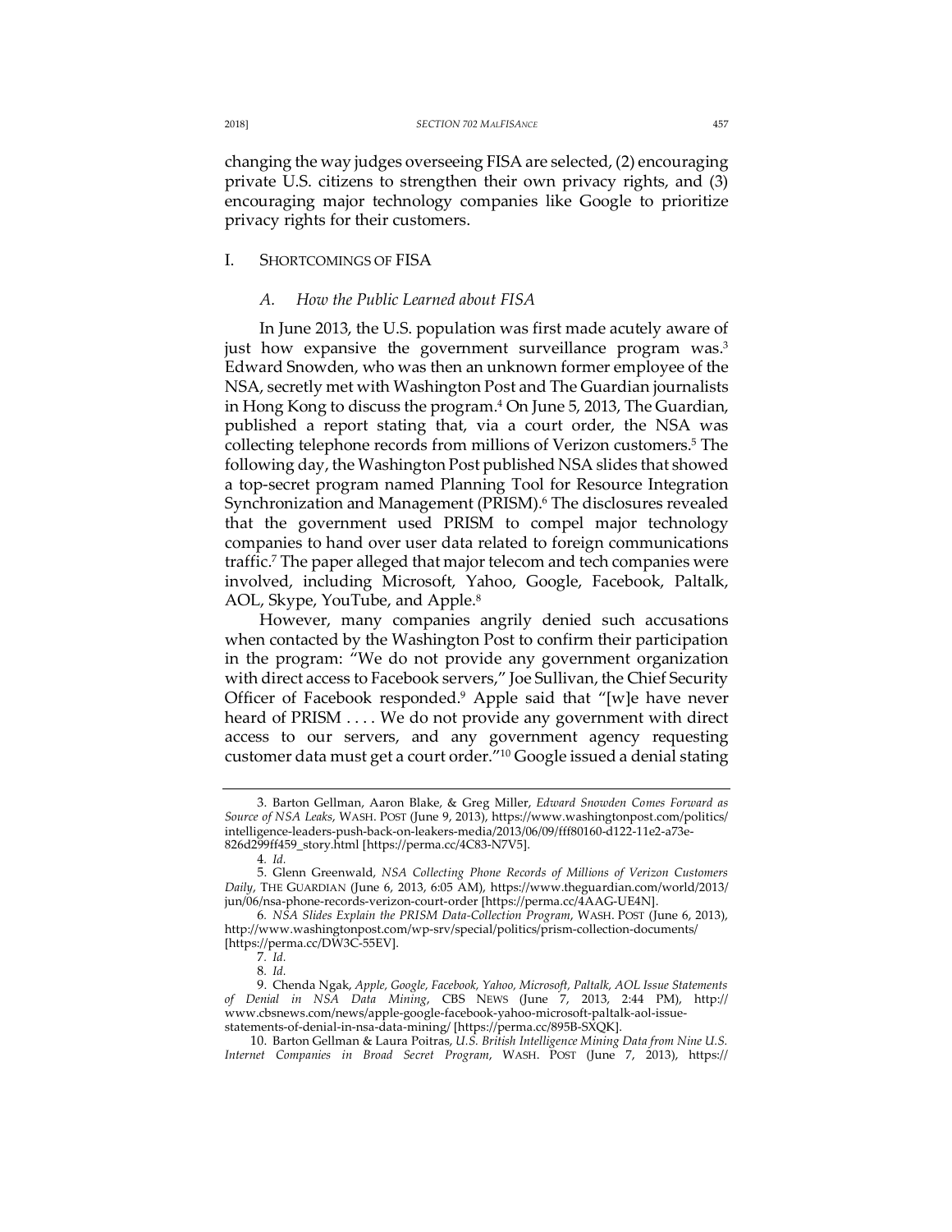changing the way judges overseeing FISA are selected, (2) encouraging private U.S. citizens to strengthen their own privacy rights, and (3) encouraging major technology companies like Google to prioritize privacy rights for their customers.

## I. SHORTCOMINGS OF FISA

### *A. How the Public Learned about FISA*

In June 2013, the U.S. population was first made acutely aware of just how expansive the government surveillance program was.[3] Edward Snowden, who was then an unknown former employee of the NSA, secretly met with Washington Post and The Guardian journalists in Hong Kong to discuss the program.[4] On June 5, 2013, The Guardian, published a report stating that, via a court order, the NSA was collecting telephone records from millions of Verizon customers.[5] The following day, the Washington Post published NSA slides that showed a top-secret program named Planning Tool for Resource Integration Synchronization and Management (PRISM).[6] The disclosures revealed that the government used PRISM to compel major technology companies to hand over user data related to foreign communications traffic.[7] The paper alleged that major telecom and tech companies were involved, including Microsoft, Yahoo, Google, Facebook, Paltalk, AOL, Skype, YouTube, and Apple.[8]

However, many companies angrily denied such accusations when contacted by the Washington Post to confirm their participation in the program: "We do not provide any government organization with direct access to Facebook servers," Joe Sullivan, the Chief Security Officer of Facebook responded.[9] Apple said that "[w]e have never heard of PRISM . . . . We do not provide any government with direct access to our servers, and any government agency requesting customer data must get a court order."[10] Google issued a denial stating

---

3. Barton Gellman, Aaron Blake, & Greg Miller, *Edward Snowden Comes Forward as Source of NSA Leaks*, WASH. POST (June 9, 2013), https://www.washingtonpost.com/politics/intelligence-leaders-push-back-on-leakers-media/2013/06/09/fff80160-d122-11e2-a73e-826d299ff459_story.html [https://perma.cc/4C83-N7V5].

4. *Id.*

5. Glenn Greenwald, *NSA Collecting Phone Records of Millions of Verizon Customers Daily*, THE GUARDIAN (June 6, 2013, 6:05 AM), https://www.theguardian.com/world/2013/jun/06/nsa-phone-records-verizon-court-order [https://perma.cc/4AAG-UE4N].

6. *NSA Slides Explain the PRISM Data-Collection Program*, WASH. POST (June 6, 2013), http://www.washingtonpost.com/wp-srv/special/politics/prism-collection-documents/ [https://perma.cc/DW3C-55EV].

7. *Id.*

8. *Id.*

9. Chenda Ngak, *Apple, Google, Facebook, Yahoo, Microsoft, Paltalk, AOL Issue Statements of Denial in NSA Data Mining*, CBS NEWS (June 7, 2013, 2:44 PM), http://www.cbsnews.com/news/apple-google-facebook-yahoo-microsoft-paltalk-aol-issue-statements-of-denial-in-nsa-data-mining/ [https://perma.cc/895B-SXQK].

10. Barton Gellman & Laura Poitras, *U.S. British Intelligence Mining Data from Nine U.S. Internet Companies in Broad Secret Program*, WASH. POST (June 7, 2013), https://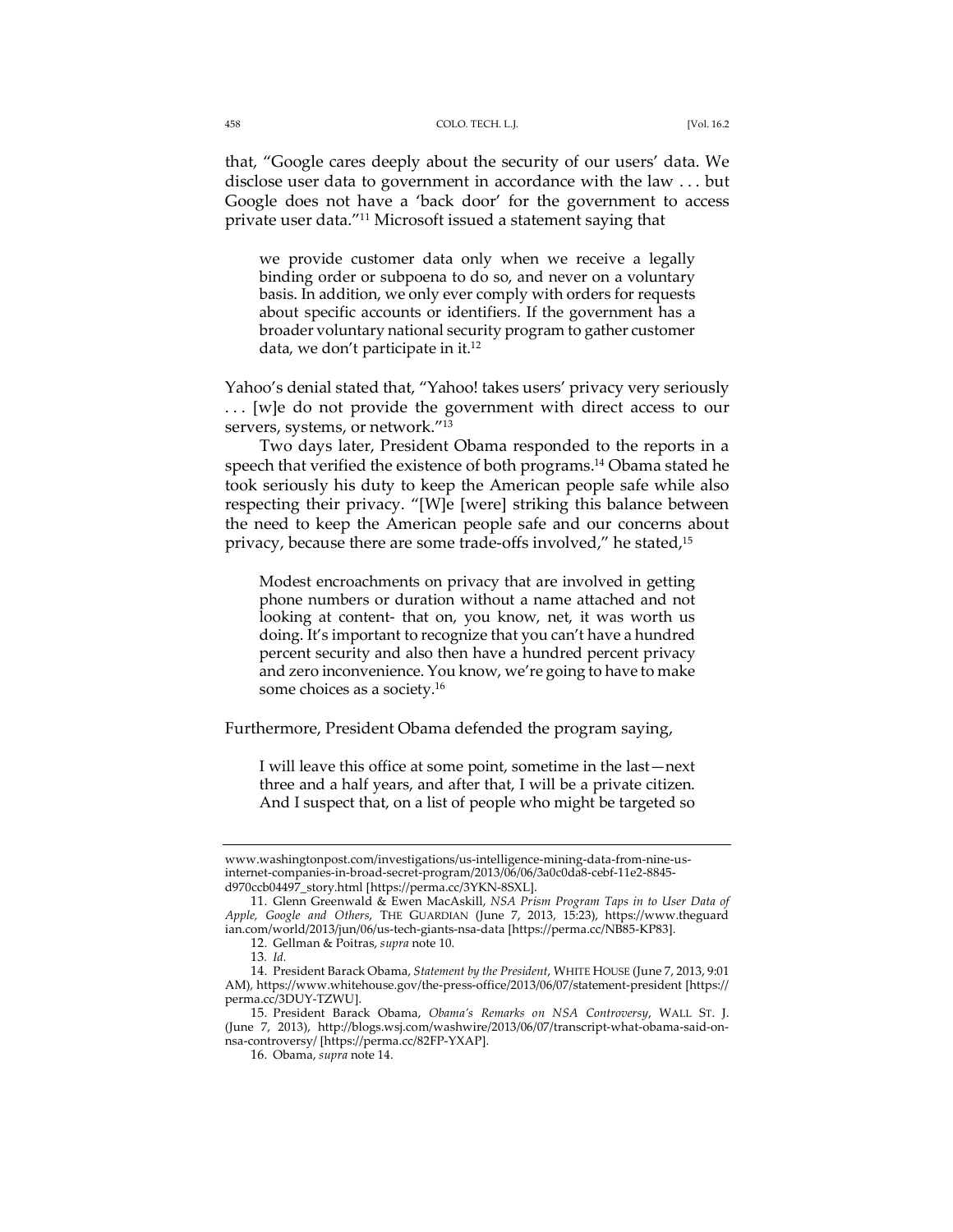that, "Google cares deeply about the security of our users' data. We disclose user data to government in accordance with the law . . . but Google does not have a 'back door' for the government to access private user data."[11] Microsoft issued a statement saying that

> we provide customer data only when we receive a legally binding order or subpoena to do so, and never on a voluntary basis. In addition, we only ever comply with orders for requests about specific accounts or identifiers. If the government has a broader voluntary national security program to gather customer data, we don't participate in it.[12]

Yahoo's denial stated that, "Yahoo! takes users' privacy very seriously . . . [w]e do not provide the government with direct access to our servers, systems, or network."[13]

Two days later, President Obama responded to the reports in a speech that verified the existence of both programs.[14] Obama stated he took seriously his duty to keep the American people safe while also respecting their privacy. "[W]e [were] striking this balance between the need to keep the American people safe and our concerns about privacy, because there are some trade-offs involved," he stated,[15]

> Modest encroachments on privacy that are involved in getting phone numbers or duration without a name attached and not looking at content- that on, you know, net, it was worth us doing. It's important to recognize that you can't have a hundred percent security and also then have a hundred percent privacy and zero inconvenience. You know, we're going to have to make some choices as a society.[16]

Furthermore, President Obama defended the program saying,

> I will leave this office at some point, sometime in the last—next three and a half years, and after that, I will be a private citizen. And I suspect that, on a list of people who might be targeted so

---

www.washingtonpost.com/investigations/us-intelligence-mining-data-from-nine-us-internet-companies-in-broad-secret-program/2013/06/06/3a0c0da8-cebf-11e2-8845-d970ccb04497_story.html [https://perma.cc/3YKN-8SXL].

11. Glenn Greenwald & Ewen MacAskill, *NSA Prism Program Taps in to User Data of Apple, Google and Others*, THE GUARDIAN (June 7, 2013, 15:23), https://www.theguardian.com/world/2013/jun/06/us-tech-giants-nsa-data [https://perma.cc/NB85-KP83].

12. Gellman & Poitras, *supra* note 10.

13. *Id.*

14. President Barack Obama, *Statement by the President*, WHITE HOUSE (June 7, 2013, 9:01 AM), https://www.whitehouse.gov/the-press-office/2013/06/07/statement-president [https://perma.cc/3DUY-TZWU].

15. President Barack Obama, *Obama's Remarks on NSA Controversy*, WALL ST. J. (June 7, 2013), http://blogs.wsj.com/washwire/2013/06/07/transcript-what-obama-said-on-nsa-controversy/ [https://perma.cc/82FP-YXAP].

16. Obama, *supra* note 14.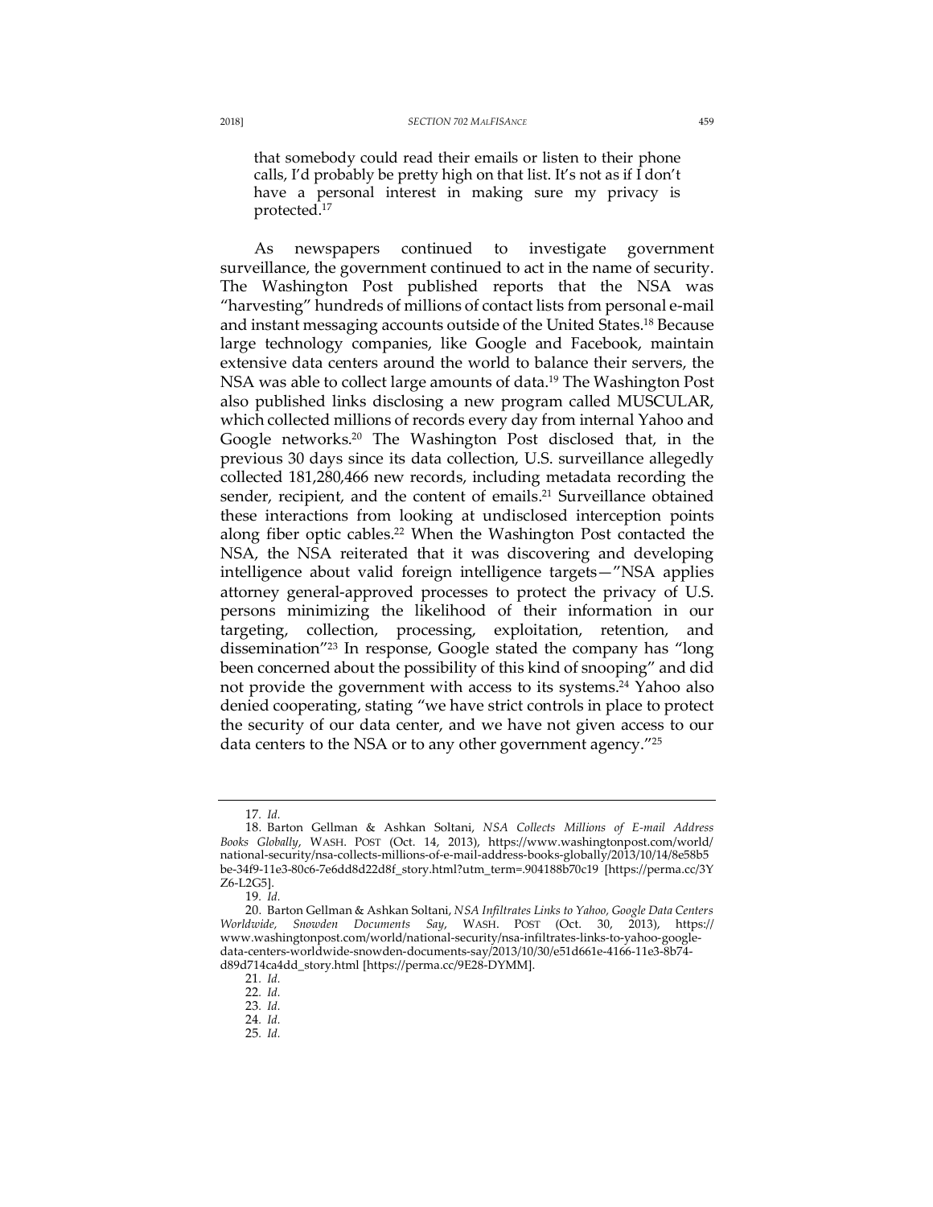> that somebody could read their emails or listen to their phone calls, I'd probably be pretty high on that list. It's not as if I don't have a personal interest in making sure my privacy is protected.[17]

As newspapers continued to investigate government surveillance, the government continued to act in the name of security. The Washington Post published reports that the NSA was "harvesting" hundreds of millions of contact lists from personal e-mail and instant messaging accounts outside of the United States.[18] Because large technology companies, like Google and Facebook, maintain extensive data centers around the world to balance their servers, the NSA was able to collect large amounts of data.[19] The Washington Post also published links disclosing a new program called MUSCULAR, which collected millions of records every day from internal Yahoo and Google networks.[20] The Washington Post disclosed that, in the previous 30 days since its data collection, U.S. surveillance allegedly collected 181,280,466 new records, including metadata recording the sender, recipient, and the content of emails.[21] Surveillance obtained these interactions from looking at undisclosed interception points along fiber optic cables.[22] When the Washington Post contacted the NSA, the NSA reiterated that it was discovering and developing intelligence about valid foreign intelligence targets—"NSA applies attorney general-approved processes to protect the privacy of U.S. persons minimizing the likelihood of their information in our targeting, collection, processing, exploitation, retention, and dissemination"[23] In response, Google stated the company has "long been concerned about the possibility of this kind of snooping" and did not provide the government with access to its systems.[24] Yahoo also denied cooperating, stating "we have strict controls in place to protect the security of our data center, and we have not given access to our data centers to the NSA or to any other government agency."[25]

---

17. *Id.*

18. Barton Gellman & Ashkan Soltani, *NSA Collects Millions of E-mail Address Books Globally*, WASH. POST (Oct. 14, 2013), https://www.washingtonpost.com/world/national-security/nsa-collects-millions-of-e-mail-address-books-globally/2013/10/14/8e58b5be-34f9-11e3-80c6-7e6dd8d22d8f_story.html?utm_term=.904188b70c19 [https://perma.cc/3YZ6-L2G5].

19. *Id.*

20. Barton Gellman & Ashkan Soltani, *NSA Infiltrates Links to Yahoo, Google Data Centers Worldwide, Snowden Documents Say*, WASH. POST (Oct. 30, 2013), https://www.washingtonpost.com/world/national-security/nsa-infiltrates-links-to-yahoo-google-data-centers-worldwide-snowden-documents-say/2013/10/30/e51d661e-4166-11e3-8b74-d89d714ca4dd_story.html [https://perma.cc/9E28-DYMM].

21. *Id.*

22. *Id.*

23. *Id.*

24. *Id.*

25. *Id.*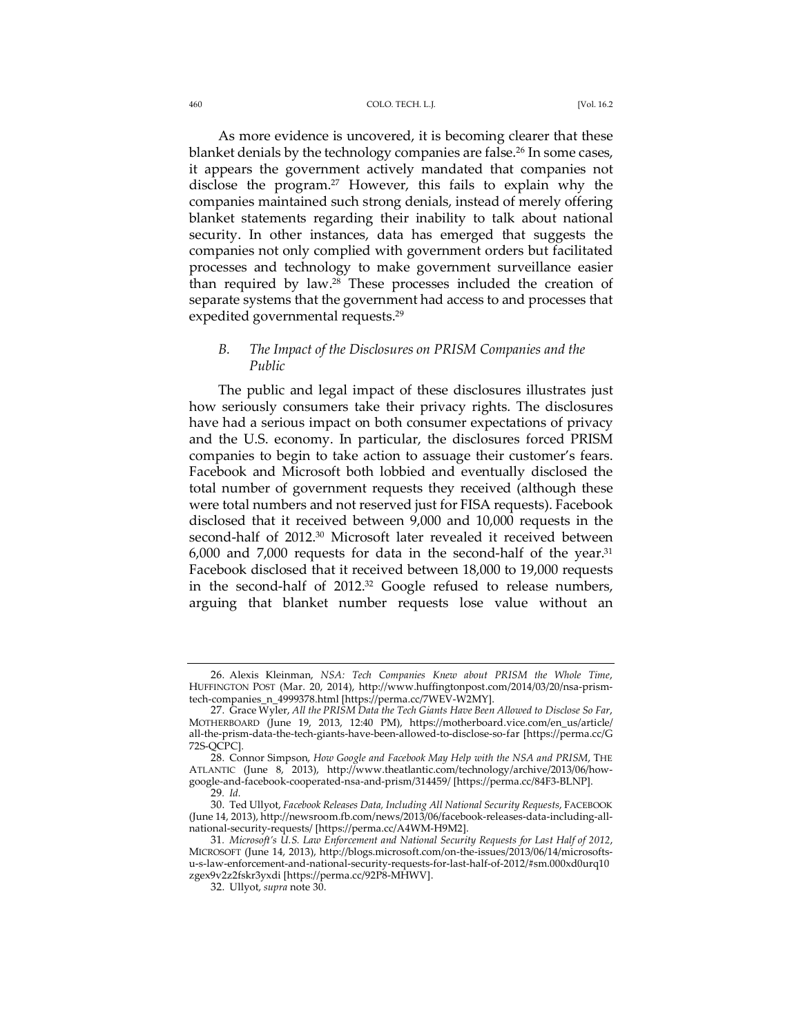As more evidence is uncovered, it is becoming clearer that these blanket denials by the technology companies are false.[26] In some cases, it appears the government actively mandated that companies not disclose the program.[27] However, this fails to explain why the companies maintained such strong denials, instead of merely offering blanket statements regarding their inability to talk about national security. In other instances, data has emerged that suggests the companies not only complied with government orders but facilitated processes and technology to make government surveillance easier than required by law.[28] These processes included the creation of separate systems that the government had access to and processes that expedited governmental requests.[29]

### *B. The Impact of the Disclosures on PRISM Companies and the Public*

The public and legal impact of these disclosures illustrates just how seriously consumers take their privacy rights. The disclosures have had a serious impact on both consumer expectations of privacy and the U.S. economy. In particular, the disclosures forced PRISM companies to begin to take action to assuage their customer's fears. Facebook and Microsoft both lobbied and eventually disclosed the total number of government requests they received (although these were total numbers and not reserved just for FISA requests). Facebook disclosed that it received between 9,000 and 10,000 requests in the second-half of 2012.[30] Microsoft later revealed it received between 6,000 and 7,000 requests for data in the second-half of the year.[31] Facebook disclosed that it received between 18,000 to 19,000 requests in the second-half of 2012.[32] Google refused to release numbers, arguing that blanket number requests lose value without an

---

26. Alexis Kleinman, *NSA: Tech Companies Knew about PRISM the Whole Time*, HUFFINGTON POST (Mar. 20, 2014), http://www.huffingtonpost.com/2014/03/20/nsa-prism-tech-companies_n_4999378.html [https://perma.cc/7WEV-W2MY].

27. Grace Wyler, *All the PRISM Data the Tech Giants Have Been Allowed to Disclose So Far*, MOTHERBOARD (June 19, 2013, 12:40 PM), https://motherboard.vice.com/en_us/article/all-the-prism-data-the-tech-giants-have-been-allowed-to-disclose-so-far [https://perma.cc/G72S-QCPC].

28. Connor Simpson, *How Google and Facebook May Help with the NSA and PRISM*, THE ATLANTIC (June 8, 2013), http://www.theatlantic.com/technology/archive/2013/06/how-google-and-facebook-cooperated-nsa-and-prism/314459/ [https://perma.cc/84F3-BLNP].

29. *Id.*

30. Ted Ullyot, *Facebook Releases Data, Including All National Security Requests*, FACEBOOK (June 14, 2013), http://newsroom.fb.com/news/2013/06/facebook-releases-data-including-all-national-security-requests/ [https://perma.cc/A4WM-H9M2].

31. *Microsoft's U.S. Law Enforcement and National Security Requests for Last Half of 2012*, MICROSOFT (June 14, 2013), http://blogs.microsoft.com/on-the-issues/2013/06/14/microsofts-u-s-law-enforcement-and-national-security-requests-for-last-half-of-2012/#sm.000xd0urq10zgex9v2z2fskr3yxdi [https://perma.cc/92P8-MHWV].

32. Ullyot, *supra* note 30.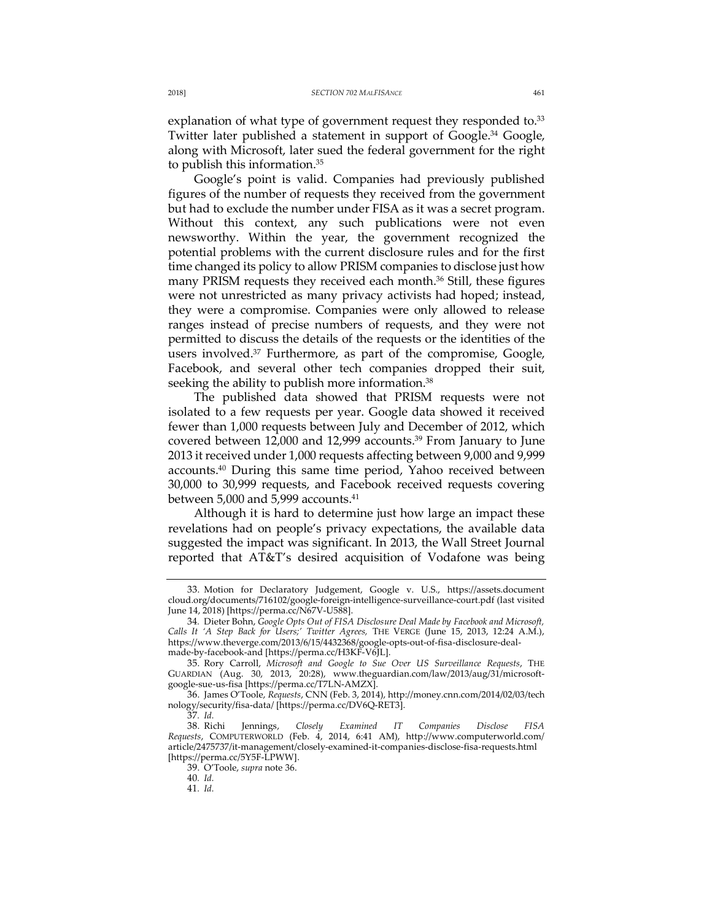explanation of what type of government request they responded to.[33] Twitter later published a statement in support of Google.[34] Google, along with Microsoft, later sued the federal government for the right to publish this information.[35]

Google's point is valid. Companies had previously published figures of the number of requests they received from the government but had to exclude the number under FISA as it was a secret program. Without this context, any such publications were not even newsworthy. Within the year, the government recognized the potential problems with the current disclosure rules and for the first time changed its policy to allow PRISM companies to disclose just how many PRISM requests they received each month.[36] Still, these figures were not unrestricted as many privacy activists had hoped; instead, they were a compromise. Companies were only allowed to release ranges instead of precise numbers of requests, and they were not permitted to discuss the details of the requests or the identities of the users involved.[37] Furthermore, as part of the compromise, Google, Facebook, and several other tech companies dropped their suit, seeking the ability to publish more information.[38]

The published data showed that PRISM requests were not isolated to a few requests per year. Google data showed it received fewer than 1,000 requests between July and December of 2012, which covered between 12,000 and 12,999 accounts.[39] From January to June 2013 it received under 1,000 requests affecting between 9,000 and 9,999 accounts.[40] During this same time period, Yahoo received between 30,000 to 30,999 requests, and Facebook received requests covering between 5,000 and 5,999 accounts.[41]

Although it is hard to determine just how large an impact these revelations had on people's privacy expectations, the available data suggested the impact was significant. In 2013, the Wall Street Journal reported that AT&T's desired acquisition of Vodafone was being

---

33. Motion for Declaratory Judgement, Google v. U.S., https://assets.documentcloud.org/documents/716102/google-foreign-intelligence-surveillance-court.pdf (last visited June 14, 2018) [https://perma.cc/N67V-U588].

34. Dieter Bohn, *Google Opts Out of FISA Disclosure Deal Made by Facebook and Microsoft, Calls It 'A Step Back for Users;' Twitter Agrees,* THE VERGE (June 15, 2013, 12:24 A.M.), https://www.theverge.com/2013/6/15/4432368/google-opts-out-of-fisa-disclosure-deal-made-by-facebook-and [https://perma.cc/H3KF-V6JL].

35. Rory Carroll, *Microsoft and Google to Sue Over US Surveillance Requests*, THE GUARDIAN (Aug. 30, 2013, 20:28), www.theguardian.com/law/2013/aug/31/microsoft-google-sue-us-fisa [https://perma.cc/T7LN-AMZX].

36. James O'Toole, *Requests*, CNN (Feb. 3, 2014), http://money.cnn.com/2014/02/03/technology/security/fisa-data/ [https://perma.cc/DV6Q-RET3].

37. *Id.*

38. Richi Jennings, *Closely Examined IT Companies Disclose FISA Requests*, COMPUTERWORLD (Feb. 4, 2014, 6:41 AM), http://www.computerworld.com/article/2475737/it-management/closely-examined-it-companies-disclose-fisa-requests.html [https://perma.cc/5Y5F-LPWW].

39. O'Toole, *supra* note 36.

40. *Id.*

41. *Id.*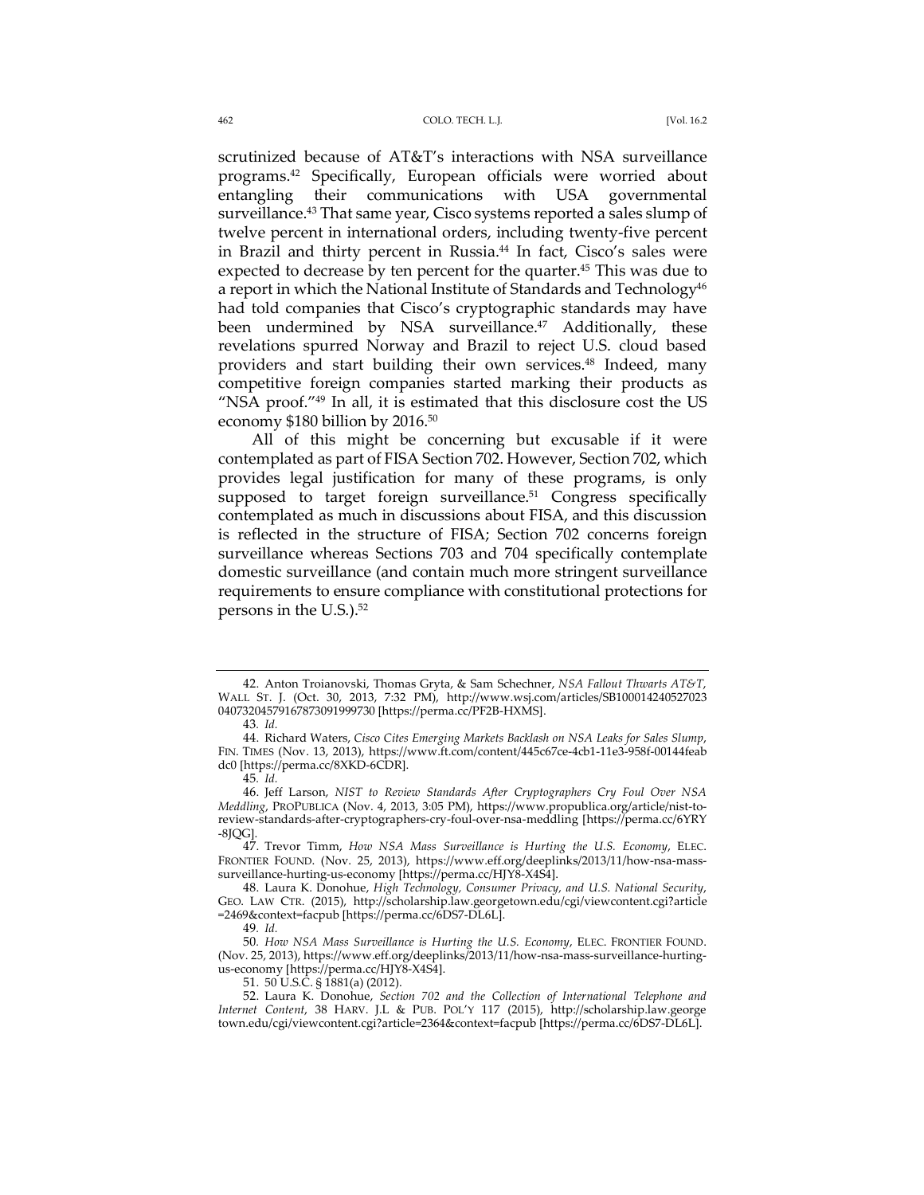scrutinized because of AT&T's interactions with NSA surveillance programs.[42] Specifically, European officials were worried about entangling their communications with USA governmental surveillance.[43] That same year, Cisco systems reported a sales slump of twelve percent in international orders, including twenty-five percent in Brazil and thirty percent in Russia.[44] In fact, Cisco's sales were expected to decrease by ten percent for the quarter.[45] This was due to a report in which the National Institute of Standards and Technology[46] had told companies that Cisco's cryptographic standards may have been undermined by NSA surveillance.[47] Additionally, these revelations spurred Norway and Brazil to reject U.S. cloud based providers and start building their own services.[48] Indeed, many competitive foreign companies started marking their products as "NSA proof."[49] In all, it is estimated that this disclosure cost the US economy $180 billion by 2016.[50]

All of this might be concerning but excusable if it were contemplated as part of FISA Section 702. However, Section 702, which provides legal justification for many of these programs, is only supposed to target foreign surveillance.[51] Congress specifically contemplated as much in discussions about FISA, and this discussion is reflected in the structure of FISA; Section 702 concerns foreign surveillance whereas Sections 703 and 704 specifically contemplate domestic surveillance (and contain much more stringent surveillance requirements to ensure compliance with constitutional protections for persons in the U.S.).[52]

---

42. Anton Troianovski, Thomas Gryta, & Sam Schechner, *NSA Fallout Thwarts AT&T*, WALL ST. J. (Oct. 30, 2013, 7:32 PM), http://www.wsj.com/articles/SB100014240527023 04073204579167873091999730 [https://perma.cc/PF2B-HXMS].

43. *Id.*

44. Richard Waters, *Cisco Cites Emerging Markets Backlash on NSA Leaks for Sales Slump*, FIN. TIMES (Nov. 13, 2013), https://www.ft.com/content/445c67ce-4cb1-11e3-958f-00144feab dc0 [https://perma.cc/8XKD-6CDR].

45. *Id.*

46. Jeff Larson, *NIST to Review Standards After Cryptographers Cry Foul Over NSA Meddling*, PROPUBLICA (Nov. 4, 2013, 3:05 PM), https://www.propublica.org/article/nist-to-review-standards-after-cryptographers-cry-foul-over-nsa-meddling [https://perma.cc/6YRY -8JQG].

47. Trevor Timm, *How NSA Mass Surveillance is Hurting the U.S. Economy*, ELEC. FRONTIER FOUND. (Nov. 25, 2013), https://www.eff.org/deeplinks/2013/11/how-nsa-mass-surveillance-hurting-us-economy [https://perma.cc/HJY8-X4S4].

48. Laura K. Donohue, *High Technology, Consumer Privacy, and U.S. National Security*, GEO. LAW CTR. (2015), http://scholarship.law.georgetown.edu/cgi/viewcontent.cgi?article =2469&context=facpub [https://perma.cc/6DS7-DL6L].

49. *Id.*

50. *How NSA Mass Surveillance is Hurting the U.S. Economy*, ELEC. FRONTIER FOUND. (Nov. 25, 2013), https://www.eff.org/deeplinks/2013/11/how-nsa-mass-surveillance-hurting-us-economy [https://perma.cc/HJY8-X4S4].

51. 50 U.S.C. § 1881(a) (2012).

52. Laura K. Donohue, *Section 702 and the Collection of International Telephone and Internet Content*, 38 HARV. J.L & PUB. POL'Y 117 (2015), http://scholarship.law.george town.edu/cgi/viewcontent.cgi?article=2364&context=facpub [https://perma.cc/6DS7-DL6L].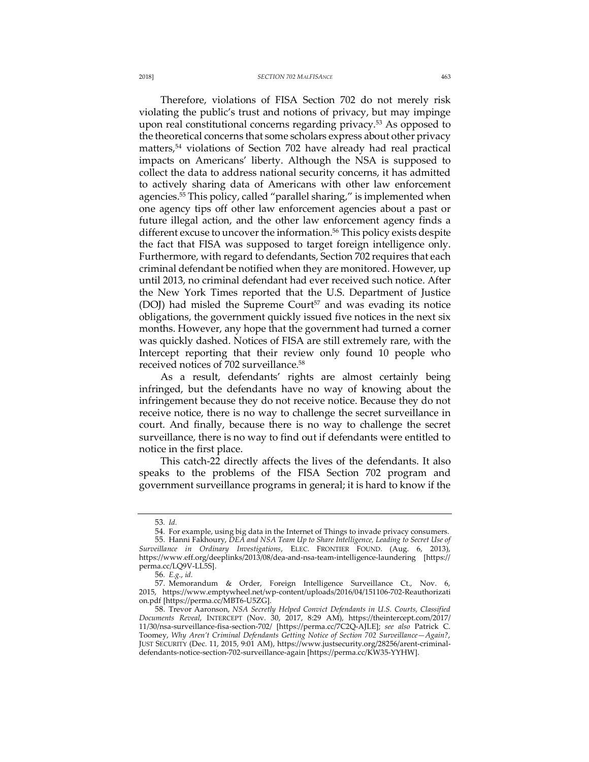Therefore, violations of FISA Section 702 do not merely risk violating the public's trust and notions of privacy, but may impinge upon real constitutional concerns regarding privacy.[53] As opposed to the theoretical concerns that some scholars express about other privacy matters,[54] violations of Section 702 have already had real practical impacts on Americans' liberty. Although the NSA is supposed to collect the data to address national security concerns, it has admitted to actively sharing data of Americans with other law enforcement agencies.[55] This policy, called "parallel sharing," is implemented when one agency tips off other law enforcement agencies about a past or future illegal action, and the other law enforcement agency finds a different excuse to uncover the information.[56] This policy exists despite the fact that FISA was supposed to target foreign intelligence only. Furthermore, with regard to defendants, Section 702 requires that each criminal defendant be notified when they are monitored. However, up until 2013, no criminal defendant had ever received such notice. After the New York Times reported that the U.S. Department of Justice (DOJ) had misled the Supreme Court[57] and was evading its notice obligations, the government quickly issued five notices in the next six months. However, any hope that the government had turned a corner was quickly dashed. Notices of FISA are still extremely rare, with the Intercept reporting that their review only found 10 people who received notices of 702 surveillance.[58]

As a result, defendants' rights are almost certainly being infringed, but the defendants have no way of knowing about the infringement because they do not receive notice. Because they do not receive notice, there is no way to challenge the secret surveillance in court. And finally, because there is no way to challenge the secret surveillance, there is no way to find out if defendants were entitled to notice in the first place.

This catch-22 directly affects the lives of the defendants. It also speaks to the problems of the FISA Section 702 program and government surveillance programs in general; it is hard to know if the

---

53. *Id.*

54. For example, using big data in the Internet of Things to invade privacy consumers.

55. Hanni Fakhoury, *DEA and NSA Team Up to Share Intelligence, Leading to Secret Use of Surveillance in Ordinary Investigations*, ELEC. FRONTIER FOUND. (Aug. 6, 2013), https://www.eff.org/deeplinks/2013/08/dea-and-nsa-team-intelligence-laundering [https://perma.cc/LQ9V-LL5S].

56. *E.g.*, *id.*

57. Memorandum & Order, Foreign Intelligence Surveillance Ct., Nov. 6, 2015, https://www.emptywheel.net/wp-content/uploads/2016/04/151106-702-Reauthorization.pdf [https://perma.cc/MBT6-U5ZG].

58. Trevor Aaronson, *NSA Secretly Helped Convict Defendants in U.S. Courts, Classified Documents Reveal*, INTERCEPT (Nov. 30, 2017, 8:29 AM), https://theintercept.com/2017/11/30/nsa-surveillance-fisa-section-702/ [https://perma.cc/7C2Q-AJLE]; *see also* Patrick C. Toomey, *Why Aren't Criminal Defendants Getting Notice of Section 702 Surveillance—Again?*, JUST SECURITY (Dec. 11, 2015, 9:01 AM), https://www.justsecurity.org/28256/arent-criminal-defendants-notice-section-702-surveillance-again [https://perma.cc/KW35-YYHW].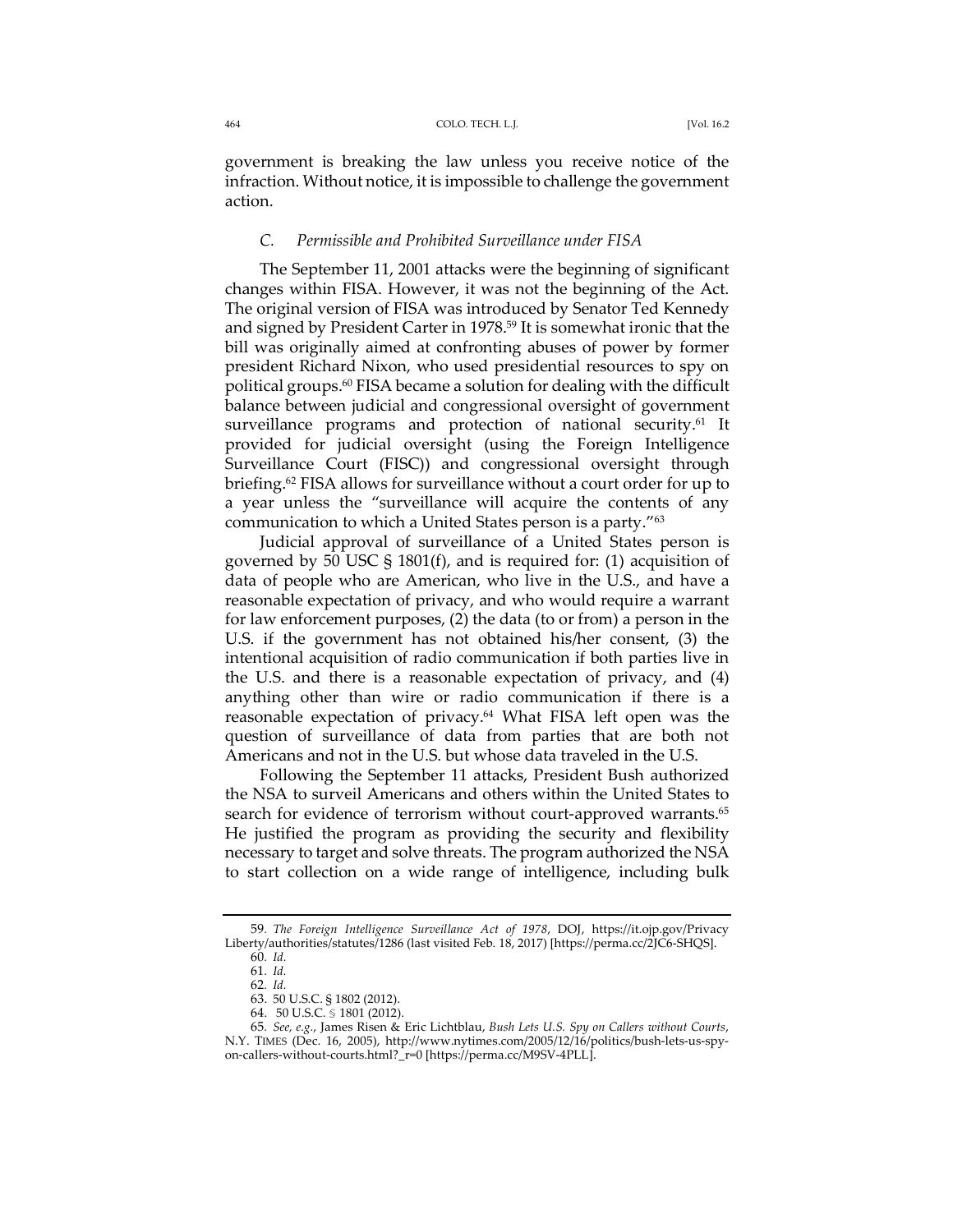government is breaking the law unless you receive notice of the infraction. Without notice, it is impossible to challenge the government action.

### *C. Permissible and Prohibited Surveillance under FISA*

The September 11, 2001 attacks were the beginning of significant changes within FISA. However, it was not the beginning of the Act. The original version of FISA was introduced by Senator Ted Kennedy and signed by President Carter in 1978.[59] It is somewhat ironic that the bill was originally aimed at confronting abuses of power by former president Richard Nixon, who used presidential resources to spy on political groups.[60] FISA became a solution for dealing with the difficult balance between judicial and congressional oversight of government surveillance programs and protection of national security.[61] It provided for judicial oversight (using the Foreign Intelligence Surveillance Court (FISC)) and congressional oversight through briefing.[62] FISA allows for surveillance without a court order for up to a year unless the "surveillance will acquire the contents of any communication to which a United States person is a party."[63]

Judicial approval of surveillance of a United States person is governed by 50 USC § 1801(f), and is required for: (1) acquisition of data of people who are American, who live in the U.S., and have a reasonable expectation of privacy, and who would require a warrant for law enforcement purposes, (2) the data (to or from) a person in the U.S. if the government has not obtained his/her consent, (3) the intentional acquisition of radio communication if both parties live in the U.S. and there is a reasonable expectation of privacy, and (4) anything other than wire or radio communication if there is a reasonable expectation of privacy.[64] What FISA left open was the question of surveillance of data from parties that are both not Americans and not in the U.S. but whose data traveled in the U.S.

Following the September 11 attacks, President Bush authorized the NSA to surveil Americans and others within the United States to search for evidence of terrorism without court-approved warrants.[65] He justified the program as providing the security and flexibility necessary to target and solve threats. The program authorized the NSA to start collection on a wide range of intelligence, including bulk

---

59. *The Foreign Intelligence Surveillance Act of 1978*, DOJ, https://it.ojp.gov/PrivacyLiberty/authorities/statutes/1286 (last visited Feb. 18, 2017) [https://perma.cc/2JC6-SHQS].

60. *Id.*

61. *Id.*

62. *Id.*

63. 50 U.S.C. § 1802 (2012).

64. 50 U.S.C. § 1801 (2012).

65. *See, e.g.*, James Risen & Eric Lichtblau, *Bush Lets U.S. Spy on Callers without Courts*, N.Y. TIMES (Dec. 16, 2005), http://www.nytimes.com/2005/12/16/politics/bush-lets-us-spy-on-callers-without-courts.html?_r=0 [https://perma.cc/M9SV-4PLL].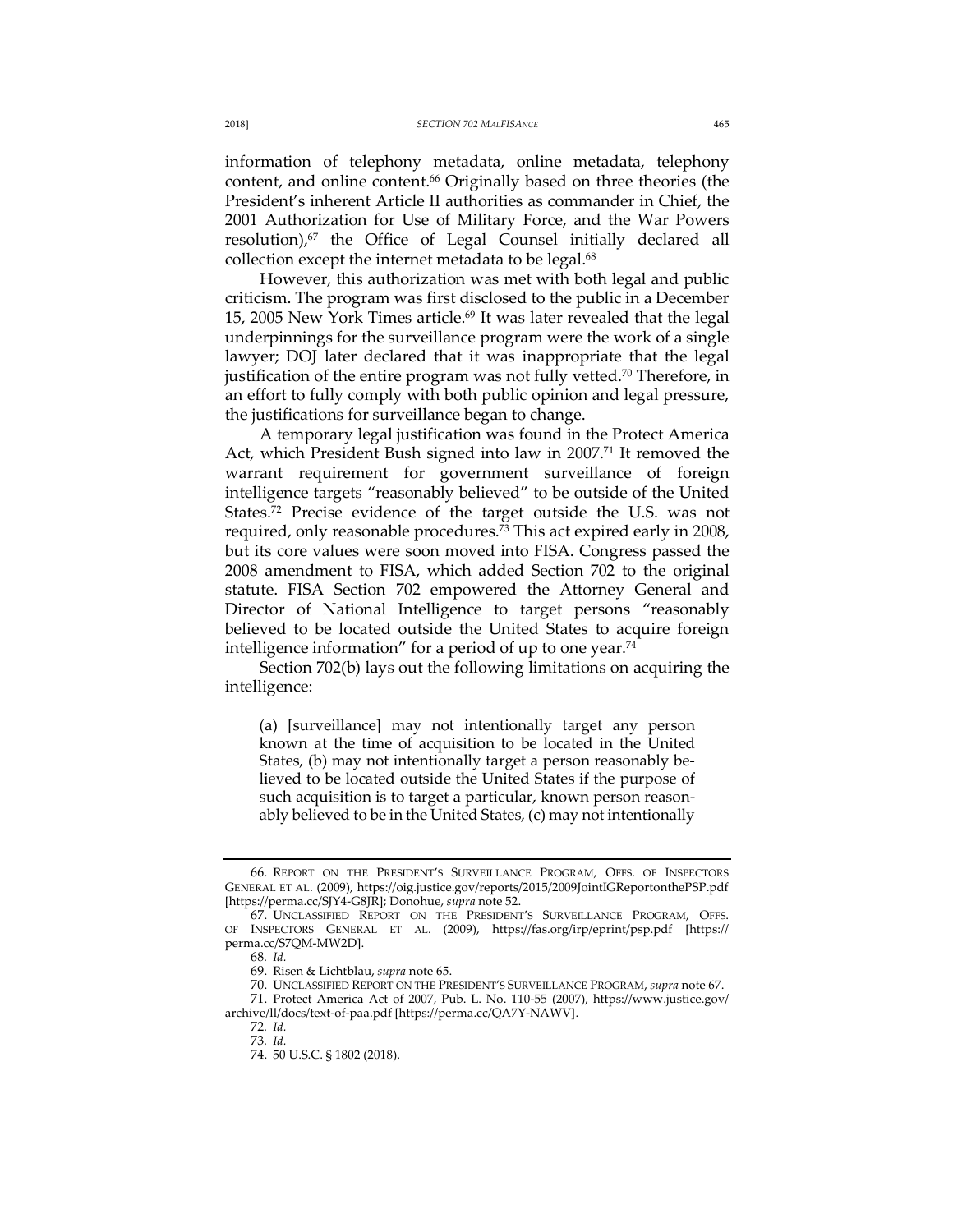information of telephony metadata, online metadata, telephony content, and online content.[66] Originally based on three theories (the President's inherent Article II authorities as commander in Chief, the 2001 Authorization for Use of Military Force, and the War Powers resolution),[67] the Office of Legal Counsel initially declared all collection except the internet metadata to be legal.[68]

However, this authorization was met with both legal and public criticism. The program was first disclosed to the public in a December 15, 2005 New York Times article.[69] It was later revealed that the legal underpinnings for the surveillance program were the work of a single lawyer; DOJ later declared that it was inappropriate that the legal justification of the entire program was not fully vetted.[70] Therefore, in an effort to fully comply with both public opinion and legal pressure, the justifications for surveillance began to change.

A temporary legal justification was found in the Protect America Act, which President Bush signed into law in 2007.[71] It removed the warrant requirement for government surveillance of foreign intelligence targets "reasonably believed" to be outside of the United States.[72] Precise evidence of the target outside the U.S. was not required, only reasonable procedures.[73] This act expired early in 2008, but its core values were soon moved into FISA. Congress passed the 2008 amendment to FISA, which added Section 702 to the original statute. FISA Section 702 empowered the Attorney General and Director of National Intelligence to target persons "reasonably believed to be located outside the United States to acquire foreign intelligence information" for a period of up to one year.[74]

Section 702(b) lays out the following limitations on acquiring the intelligence:

> (a) [surveillance] may not intentionally target any person known at the time of acquisition to be located in the United States, (b) may not intentionally target a person reasonably believed to be located outside the United States if the purpose of such acquisition is to target a particular, known person reasonably believed to be in the United States, (c) may not intentionally

---

66. REPORT ON THE PRESIDENT'S SURVEILLANCE PROGRAM, OFFS. OF INSPECTORS GENERAL ET AL. (2009), https://oig.justice.gov/reports/2015/2009JointIGReportonthePSP.pdf [https://perma.cc/SJY4-G8JR]; Donohue, *supra* note 52.

67. UNCLASSIFIED REPORT ON THE PRESIDENT'S SURVEILLANCE PROGRAM, OFFS. OF INSPECTORS GENERAL ET AL. (2009), https://fas.org/irp/eprint/psp.pdf [https://perma.cc/S7QM-MW2D].

68. *Id.*

69. Risen & Lichtblau, *supra* note 65.

70. UNCLASSIFIED REPORT ON THE PRESIDENT'S SURVEILLANCE PROGRAM, *supra* note 67.

71. Protect America Act of 2007, Pub. L. No. 110-55 (2007), https://www.justice.gov/archive/ll/docs/text-of-paa.pdf [https://perma.cc/QA7Y-NAWV].

72. *Id.*

73. *Id.*

74. 50 U.S.C. § 1802 (2018).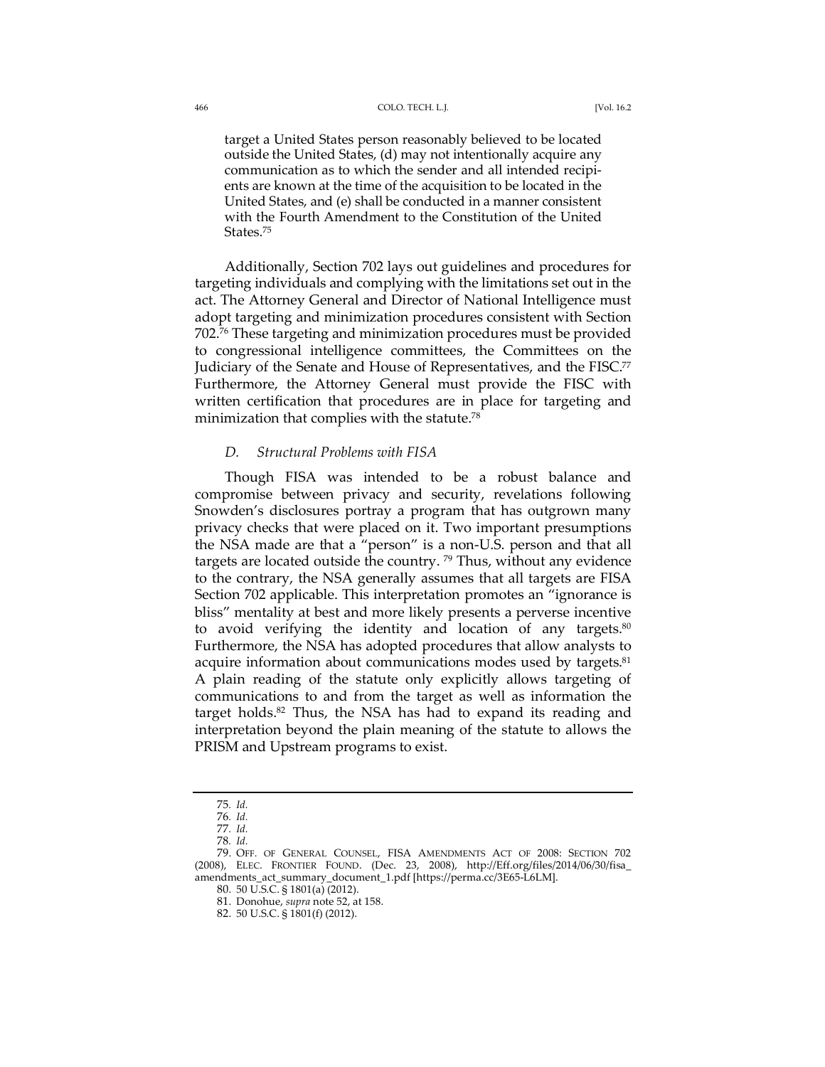> target a United States person reasonably believed to be located outside the United States, (d) may not intentionally acquire any communication as to which the sender and all intended recipients are known at the time of the acquisition to be located in the United States, and (e) shall be conducted in a manner consistent with the Fourth Amendment to the Constitution of the United States.[75]

Additionally, Section 702 lays out guidelines and procedures for targeting individuals and complying with the limitations set out in the act. The Attorney General and Director of National Intelligence must adopt targeting and minimization procedures consistent with Section 702.[76] These targeting and minimization procedures must be provided to congressional intelligence committees, the Committees on the Judiciary of the Senate and House of Representatives, and the FISC.[77] Furthermore, the Attorney General must provide the FISC with written certification that procedures are in place for targeting and minimization that complies with the statute.[78]

### *D. Structural Problems with FISA*

Though FISA was intended to be a robust balance and compromise between privacy and security, revelations following Snowden's disclosures portray a program that has outgrown many privacy checks that were placed on it. Two important presumptions the NSA made are that a "person" is a non-U.S. person and that all targets are located outside the country. [79] Thus, without any evidence to the contrary, the NSA generally assumes that all targets are FISA Section 702 applicable. This interpretation promotes an "ignorance is bliss" mentality at best and more likely presents a perverse incentive to avoid verifying the identity and location of any targets.[80] Furthermore, the NSA has adopted procedures that allow analysts to acquire information about communications modes used by targets.[81] A plain reading of the statute only explicitly allows targeting of communications to and from the target as well as information the target holds.[82] Thus, the NSA has had to expand its reading and interpretation beyond the plain meaning of the statute to allows the PRISM and Upstream programs to exist.

---

75. *Id.*

76. *Id.*

77. *Id.*

78. *Id.*

79. OFF. OF GENERAL COUNSEL, FISA AMENDMENTS ACT OF 2008: SECTION 702 (2008), ELEC. FRONTIER FOUND. (Dec. 23, 2008), http://Eff.org/files/2014/06/30/fisa_amendments_act_summary_document_1.pdf [https://perma.cc/3E65-L6LM].

80. 50 U.S.C. § 1801(a) (2012).

81. Donohue, *supra* note 52, at 158.

82. 50 U.S.C. § 1801(f) (2012).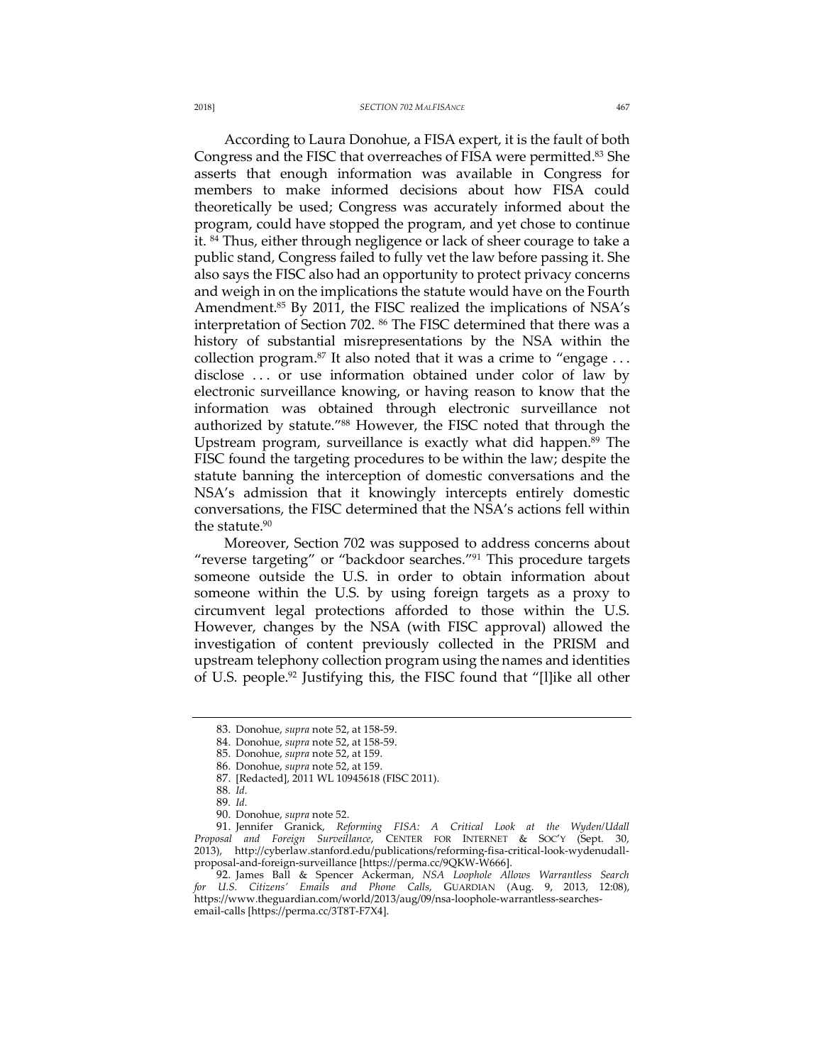According to Laura Donohue, a FISA expert, it is the fault of both Congress and the FISC that overreaches of FISA were permitted.[83] She asserts that enough information was available in Congress for members to make informed decisions about how FISA could theoretically be used; Congress was accurately informed about the program, could have stopped the program, and yet chose to continue it. [84] Thus, either through negligence or lack of sheer courage to take a public stand, Congress failed to fully vet the law before passing it. She also says the FISC also had an opportunity to protect privacy concerns and weigh in on the implications the statute would have on the Fourth Amendment.[85] By 2011, the FISC realized the implications of NSA's interpretation of Section 702. [86] The FISC determined that there was a history of substantial misrepresentations by the NSA within the collection program.[87] It also noted that it was a crime to "engage . . . disclose . . . or use information obtained under color of law by electronic surveillance knowing, or having reason to know that the information was obtained through electronic surveillance not authorized by statute."[88] However, the FISC noted that through the Upstream program, surveillance is exactly what did happen.[89] The FISC found the targeting procedures to be within the law; despite the statute banning the interception of domestic conversations and the NSA's admission that it knowingly intercepts entirely domestic conversations, the FISC determined that the NSA's actions fell within the statute.[90]

Moreover, Section 702 was supposed to address concerns about "reverse targeting" or "backdoor searches."[91] This procedure targets someone outside the U.S. in order to obtain information about someone within the U.S. by using foreign targets as a proxy to circumvent legal protections afforded to those within the U.S. However, changes by the NSA (with FISC approval) allowed the investigation of content previously collected in the PRISM and upstream telephony collection program using the names and identities of U.S. people.[92] Justifying this, the FISC found that "[l]ike all other

---

83. Donohue, *supra* note 52, at 158-59.

84. Donohue, *supra* note 52, at 158-59.

85. Donohue, *supra* note 52, at 159.

86. Donohue, *supra* note 52, at 159.

87. [Redacted], 2011 WL 10945618 (FISC 2011).

88. *Id.*

89. *Id.*

90. Donohue, *supra* note 52.

91. Jennifer Granick, *Reforming FISA: A Critical Look at the Wyden/Udall Proposal and Foreign Surveillance*, CENTER FOR INTERNET & SOC'Y (Sept. 30, 2013), http://cyberlaw.stanford.edu/publications/reforming-fisa-critical-look-wydenudall-proposal-and-foreign-surveillance [https://perma.cc/9QKW-W666].

92. James Ball & Spencer Ackerman, *NSA Loophole Allows Warrantless Search for U.S. Citizens' Emails and Phone Calls*, GUARDIAN (Aug. 9, 2013, 12:08), https://www.theguardian.com/world/2013/aug/09/nsa-loophole-warrantless-searches-email-calls [https://perma.cc/3T8T-F7X4].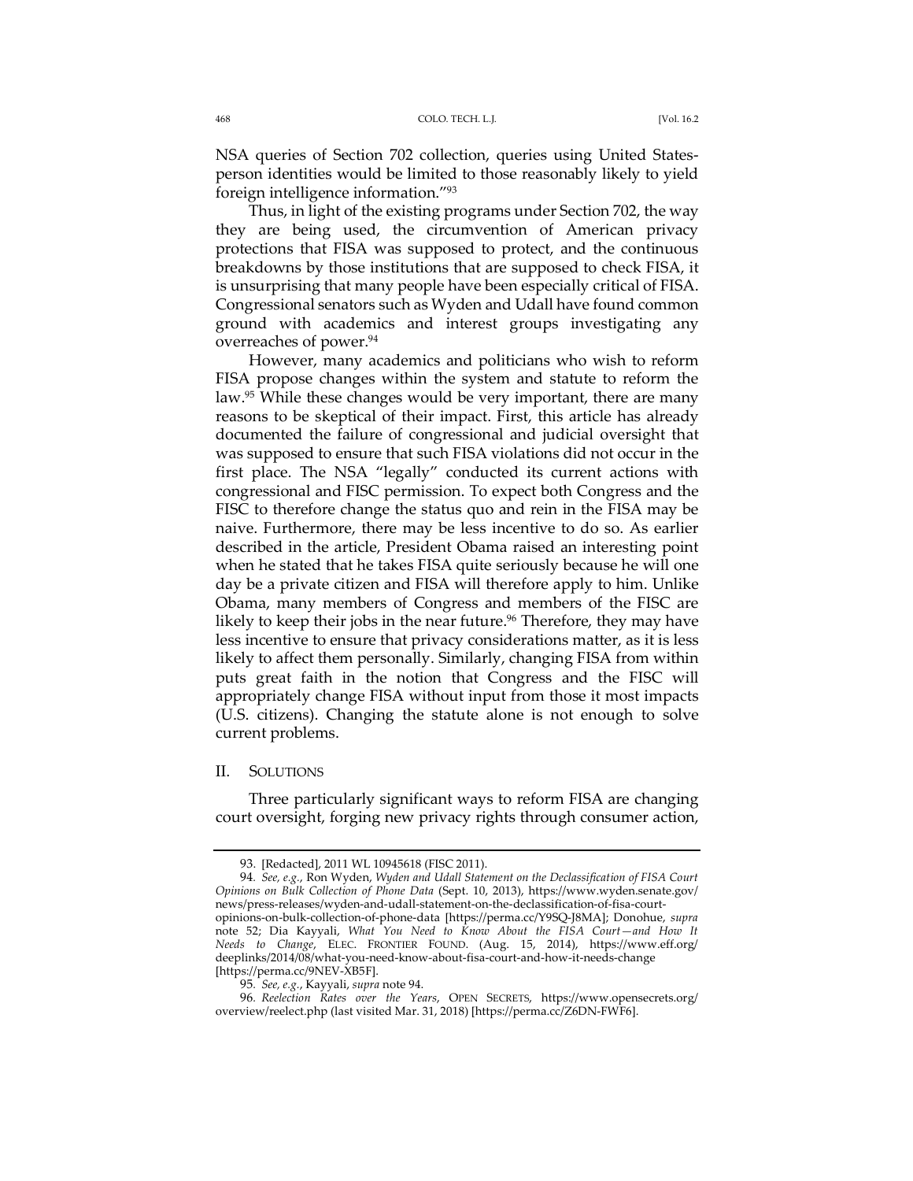NSA queries of Section 702 collection, queries using United States-person identities would be limited to those reasonably likely to yield foreign intelligence information."[93]

Thus, in light of the existing programs under Section 702, the way they are being used, the circumvention of American privacy protections that FISA was supposed to protect, and the continuous breakdowns by those institutions that are supposed to check FISA, it is unsurprising that many people have been especially critical of FISA. Congressional senators such as Wyden and Udall have found common ground with academics and interest groups investigating any overreaches of power.[94]

However, many academics and politicians who wish to reform FISA propose changes within the system and statute to reform the law.[95] While these changes would be very important, there are many reasons to be skeptical of their impact. First, this article has already documented the failure of congressional and judicial oversight that was supposed to ensure that such FISA violations did not occur in the first place. The NSA "legally" conducted its current actions with congressional and FISC permission. To expect both Congress and the FISC to therefore change the status quo and rein in the FISA may be naive. Furthermore, there may be less incentive to do so. As earlier described in the article, President Obama raised an interesting point when he stated that he takes FISA quite seriously because he will one day be a private citizen and FISA will therefore apply to him. Unlike Obama, many members of Congress and members of the FISC are likely to keep their jobs in the near future.[96] Therefore, they may have less incentive to ensure that privacy considerations matter, as it is less likely to affect them personally. Similarly, changing FISA from within puts great faith in the notion that Congress and the FISC will appropriately change FISA without input from those it most impacts (U.S. citizens). Changing the statute alone is not enough to solve current problems.

## II. SOLUTIONS

Three particularly significant ways to reform FISA are changing court oversight, forging new privacy rights through consumer action,

---

93. [Redacted], 2011 WL 10945618 (FISC 2011).

94. *See, e.g.*, Ron Wyden, *Wyden and Udall Statement on the Declassification of FISA Court Opinions on Bulk Collection of Phone Data* (Sept. 10, 2013), https://www.wyden.senate.gov/news/press-releases/wyden-and-udall-statement-on-the-declassification-of-fisa-court-opinions-on-bulk-collection-of-phone-data [https://perma.cc/Y9SQ-J8MA]; Donohue, *supra* note 52; Dia Kayyali, *What You Need to Know About the FISA Court—and How It Needs to Change*, ELEC. FRONTIER FOUND. (Aug. 15, 2014), https://www.eff.org/deeplinks/2014/08/what-you-need-know-about-fisa-court-and-how-it-needs-change [https://perma.cc/9NEV-XB5F].

95. *See, e.g.*, Kayyali, *supra* note 94.

96. *Reelection Rates over the Years*, OPEN SECRETS, https://www.opensecrets.org/overview/reelect.php (last visited Mar. 31, 2018) [https://perma.cc/Z6DN-FWF6].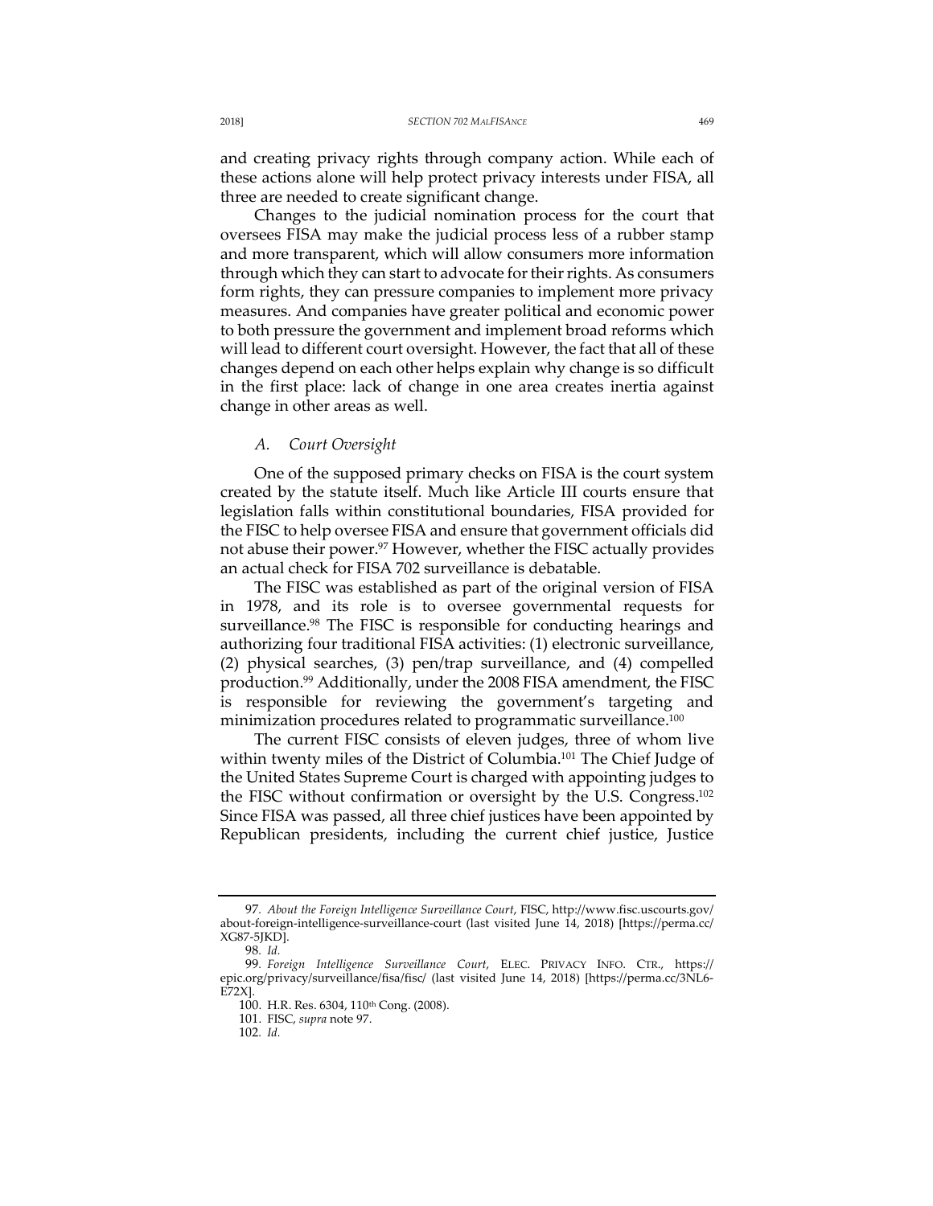and creating privacy rights through company action. While each of these actions alone will help protect privacy interests under FISA, all three are needed to create significant change.

Changes to the judicial nomination process for the court that oversees FISA may make the judicial process less of a rubber stamp and more transparent, which will allow consumers more information through which they can start to advocate for their rights. As consumers form rights, they can pressure companies to implement more privacy measures. And companies have greater political and economic power to both pressure the government and implement broad reforms which will lead to different court oversight. However, the fact that all of these changes depend on each other helps explain why change is so difficult in the first place: lack of change in one area creates inertia against change in other areas as well.

### *A. Court Oversight*

One of the supposed primary checks on FISA is the court system created by the statute itself. Much like Article III courts ensure that legislation falls within constitutional boundaries, FISA provided for the FISC to help oversee FISA and ensure that government officials did not abuse their power.[97] However, whether the FISC actually provides an actual check for FISA 702 surveillance is debatable.

The FISC was established as part of the original version of FISA in 1978, and its role is to oversee governmental requests for surveillance.[98] The FISC is responsible for conducting hearings and authorizing four traditional FISA activities: (1) electronic surveillance, (2) physical searches, (3) pen/trap surveillance, and (4) compelled production.[99] Additionally, under the 2008 FISA amendment, the FISC is responsible for reviewing the government's targeting and minimization procedures related to programmatic surveillance.[100]

The current FISC consists of eleven judges, three of whom live within twenty miles of the District of Columbia.[101] The Chief Judge of the United States Supreme Court is charged with appointing judges to the FISC without confirmation or oversight by the U.S. Congress.[102] Since FISA was passed, all three chief justices have been appointed by Republican presidents, including the current chief justice, Justice

---

97. *About the Foreign Intelligence Surveillance Court*, FISC, http://www.fisc.uscourts.gov/about-foreign-intelligence-surveillance-court (last visited June 14, 2018) [https://perma.cc/XG87-5JKD].

98. *Id.*

99. *Foreign Intelligence Surveillance Court*, ELEC. PRIVACY INFO. CTR., https://epic.org/privacy/surveillance/fisa/fisc/ (last visited June 14, 2018) [https://perma.cc/3NL6-E72X].

100. H.R. Res. 6304, 110th Cong. (2008).

101. FISC, *supra* note 97.

102. *Id.*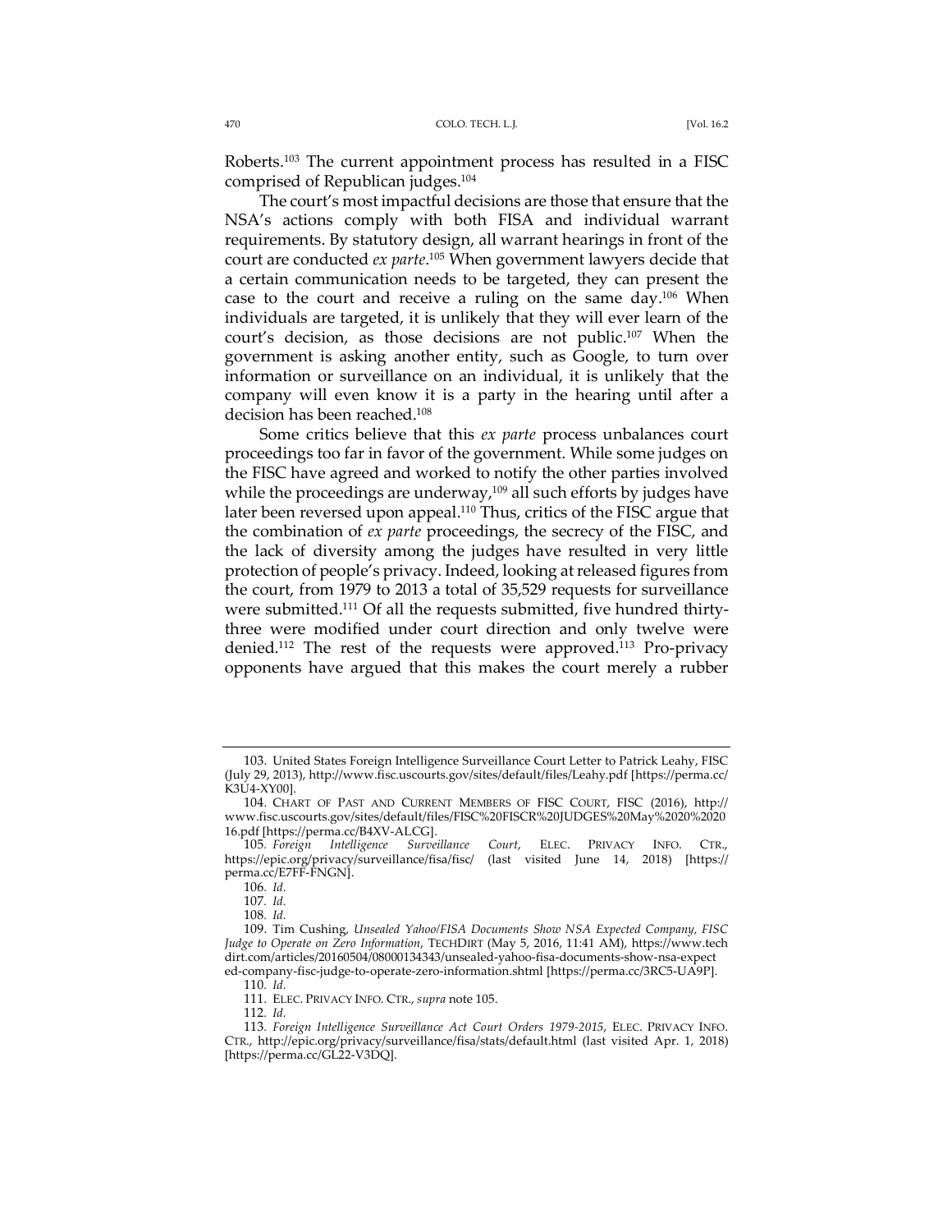Roberts.[103] The current appointment process has resulted in a FISC comprised of Republican judges.[104]

The court's most impactful decisions are those that ensure that the NSA's actions comply with both FISA and individual warrant requirements. By statutory design, all warrant hearings in front of the court are conducted *ex parte*.[105] When government lawyers decide that a certain communication needs to be targeted, they can present the case to the court and receive a ruling on the same day.[106] When individuals are targeted, it is unlikely that they will ever learn of the court's decision, as those decisions are not public.[107] When the government is asking another entity, such as Google, to turn over information or surveillance on an individual, it is unlikely that the company will even know it is a party in the hearing until after a decision has been reached.[108]

Some critics believe that this *ex parte* process unbalances court proceedings too far in favor of the government. While some judges on the FISC have agreed and worked to notify the other parties involved while the proceedings are underway,[109] all such efforts by judges have later been reversed upon appeal.[110] Thus, critics of the FISC argue that the combination of *ex parte* proceedings, the secrecy of the FISC, and the lack of diversity among the judges have resulted in very little protection of people's privacy. Indeed, looking at released figures from the court, from 1979 to 2013 a total of 35,529 requests for surveillance were submitted.[111] Of all the requests submitted, five hundred thirty-three were modified under court direction and only twelve were denied.[112] The rest of the requests were approved.[113] Pro-privacy opponents have argued that this makes the court merely a rubber

---

103. United States Foreign Intelligence Surveillance Court Letter to Patrick Leahy, FISC (July 29, 2013), http://www.fisc.uscourts.gov/sites/default/files/Leahy.pdf [https://perma.cc/K3U4-XY00].

104. CHART OF PAST AND CURRENT MEMBERS OF FISC COURT, FISC (2016), http://www.fisc.uscourts.gov/sites/default/files/FISC%20FISCR%20JUDGES%20May%2020%202016.pdf [https://perma.cc/B4XV-ALCG].

105. *Foreign Intelligence Surveillance Court*, ELEC. PRIVACY INFO. CTR., https://epic.org/privacy/surveillance/fisa/fisc/ (last visited June 14, 2018) [https://perma.cc/E7FF-FNGN].

106. *Id.*

107. *Id.*

108. *Id.*

109. Tim Cushing, *Unsealed Yahoo/FISA Documents Show NSA Expected Company, FISC Judge to Operate on Zero Information*, TECHDIRT (May 5, 2016, 11:41 AM), https://www.techdirt.com/articles/20160504/08000134343/unsealed-yahoo-fisa-documents-show-nsa-expected-company-fisc-judge-to-operate-zero-information.shtml [https://perma.cc/3RC5-UA9P].

110. *Id.*

111. ELEC. PRIVACY INFO. CTR., *supra* note 105.

112. *Id.*

113. *Foreign Intelligence Surveillance Act Court Orders 1979-2015*, ELEC. PRIVACY INFO. CTR., http://epic.org/privacy/surveillance/fisa/stats/default.html (last visited Apr. 1, 2018) [https://perma.cc/GL22-V3DQ].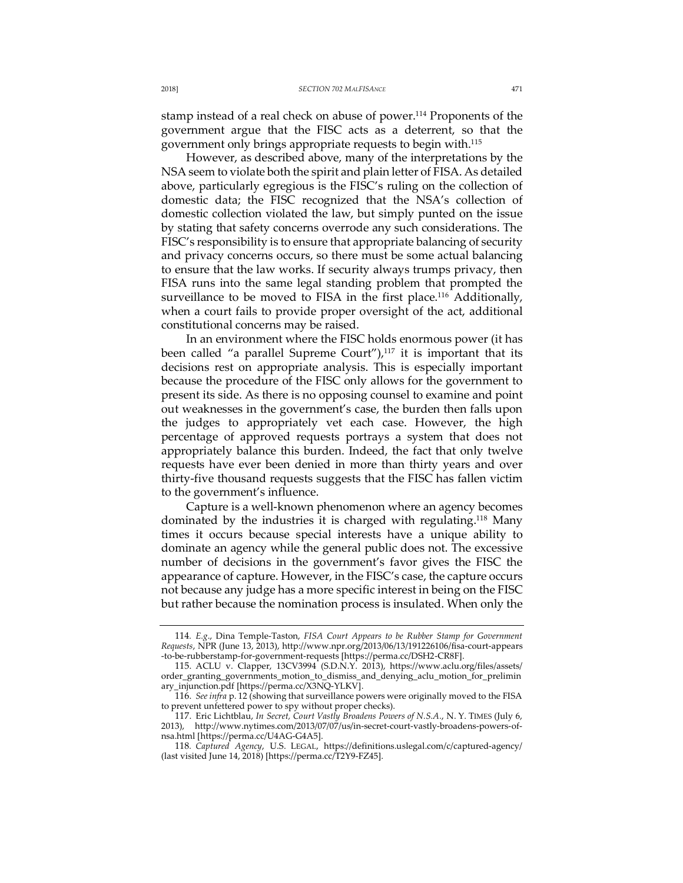stamp instead of a real check on abuse of power.[114] Proponents of the government argue that the FISC acts as a deterrent, so that the government only brings appropriate requests to begin with.[115]

However, as described above, many of the interpretations by the NSA seem to violate both the spirit and plain letter of FISA. As detailed above, particularly egregious is the FISC's ruling on the collection of domestic data; the FISC recognized that the NSA's collection of domestic collection violated the law, but simply punted on the issue by stating that safety concerns overrode any such considerations. The FISC's responsibility is to ensure that appropriate balancing of security and privacy concerns occurs, so there must be some actual balancing to ensure that the law works. If security always trumps privacy, then FISA runs into the same legal standing problem that prompted the surveillance to be moved to FISA in the first place.[116] Additionally, when a court fails to provide proper oversight of the act, additional constitutional concerns may be raised.

In an environment where the FISC holds enormous power (it has been called "a parallel Supreme Court"),[117] it is important that its decisions rest on appropriate analysis. This is especially important because the procedure of the FISC only allows for the government to present its side. As there is no opposing counsel to examine and point out weaknesses in the government's case, the burden then falls upon the judges to appropriately vet each case. However, the high percentage of approved requests portrays a system that does not appropriately balance this burden. Indeed, the fact that only twelve requests have ever been denied in more than thirty years and over thirty-five thousand requests suggests that the FISC has fallen victim to the government's influence.

Capture is a well-known phenomenon where an agency becomes dominated by the industries it is charged with regulating.[118] Many times it occurs because special interests have a unique ability to dominate an agency while the general public does not. The excessive number of decisions in the government's favor gives the FISC the appearance of capture. However, in the FISC's case, the capture occurs not because any judge has a more specific interest in being on the FISC but rather because the nomination process is insulated. When only the

---

114. *E.g.*, Dina Temple-Taston, *FISA Court Appears to be Rubber Stamp for Government Requests*, NPR (June 13, 2013), http://www.npr.org/2013/06/13/191226106/fisa-court-appears-to-be-rubberstamp-for-government-requests [https://perma.cc/DSH2-CR8F].

115. ACLU v. Clapper, 13CV3994 (S.D.N.Y. 2013), https://www.aclu.org/files/assets/order_granting_governments_motion_to_dismiss_and_denying_aclu_motion_for_preliminary_injunction.pdf [https://perma.cc/X3NQ-YLKV].

116. *See infra* p. 12 (showing that surveillance powers were originally moved to the FISA to prevent unfettered power to spy without proper checks).

117. Eric Lichtblau, *In Secret, Court Vastly Broadens Powers of N.S.A.*, N. Y. TIMES (July 6, 2013), http://www.nytimes.com/2013/07/07/us/in-secret-court-vastly-broadens-powers-of-nsa.html [https://perma.cc/U4AG-G4A5].

118. *Captured Agency*, U.S. LEGAL, https://definitions.uslegal.com/c/captured-agency/ (last visited June 14, 2018) [https://perma.cc/T2Y9-FZ45].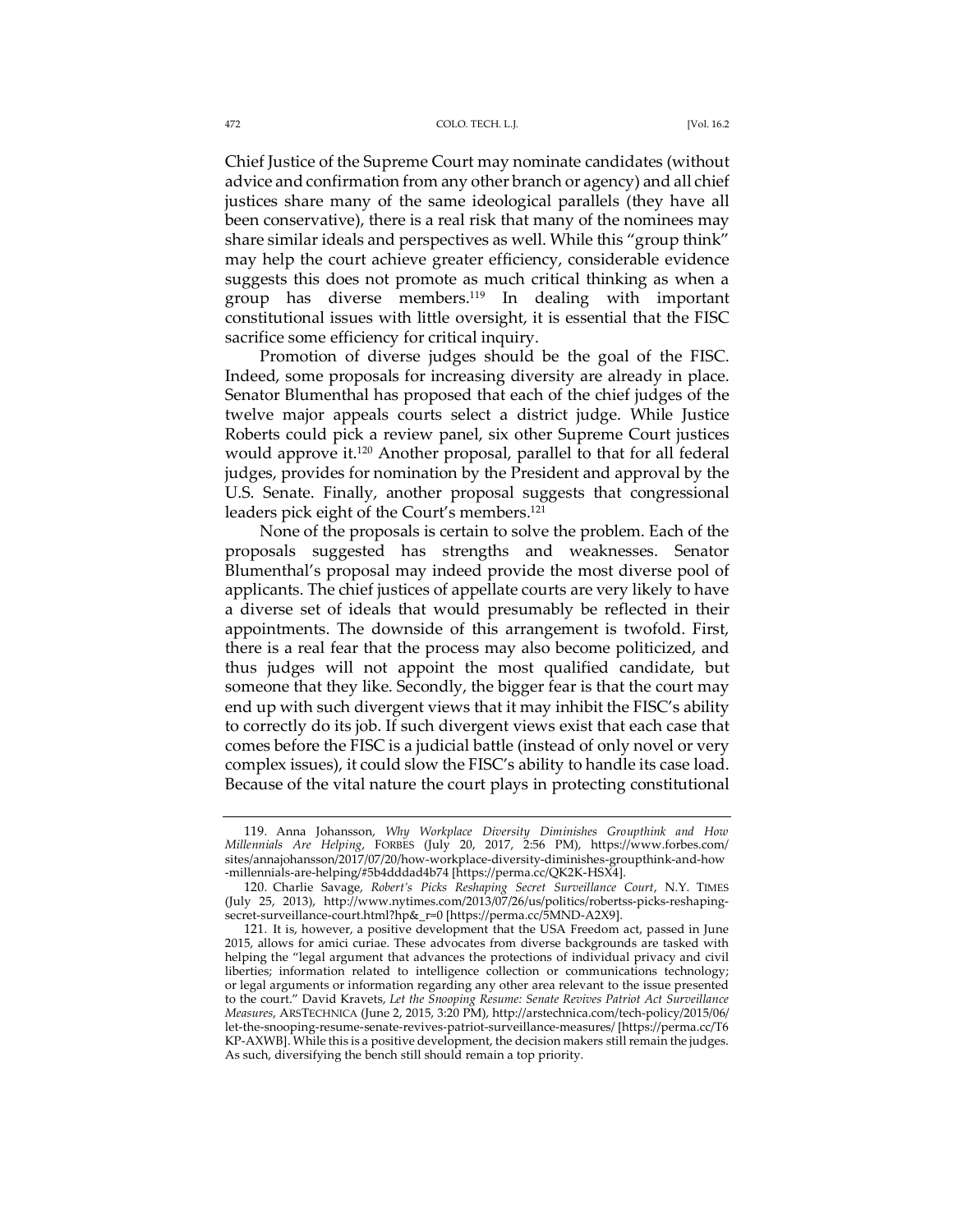Chief Justice of the Supreme Court may nominate candidates (without advice and confirmation from any other branch or agency) and all chief justices share many of the same ideological parallels (they have all been conservative), there is a real risk that many of the nominees may share similar ideals and perspectives as well. While this "group think" may help the court achieve greater efficiency, considerable evidence suggests this does not promote as much critical thinking as when a group has diverse members.[119] In dealing with important constitutional issues with little oversight, it is essential that the FISC sacrifice some efficiency for critical inquiry.

Promotion of diverse judges should be the goal of the FISC. Indeed, some proposals for increasing diversity are already in place. Senator Blumenthal has proposed that each of the chief judges of the twelve major appeals courts select a district judge. While Justice Roberts could pick a review panel, six other Supreme Court justices would approve it.[120] Another proposal, parallel to that for all federal judges, provides for nomination by the President and approval by the U.S. Senate. Finally, another proposal suggests that congressional leaders pick eight of the Court's members.[121]

None of the proposals is certain to solve the problem. Each of the proposals suggested has strengths and weaknesses. Senator Blumenthal's proposal may indeed provide the most diverse pool of applicants. The chief justices of appellate courts are very likely to have a diverse set of ideals that would presumably be reflected in their appointments. The downside of this arrangement is twofold. First, there is a real fear that the process may also become politicized, and thus judges will not appoint the most qualified candidate, but someone that they like. Secondly, the bigger fear is that the court may end up with such divergent views that it may inhibit the FISC's ability to correctly do its job. If such divergent views exist that each case that comes before the FISC is a judicial battle (instead of only novel or very complex issues), it could slow the FISC's ability to handle its case load. Because of the vital nature the court plays in protecting constitutional

---

119. Anna Johansson, *Why Workplace Diversity Diminishes Groupthink and How Millennials Are Helping*, FORBES (July 20, 2017, 2:56 PM), https://www.forbes.com/sites/annajohansson/2017/07/20/how-workplace-diversity-diminishes-groupthink-and-how-millennials-are-helping/#5b4dddad4b74 [https://perma.cc/QK2K-HSX4].

120. Charlie Savage, *Robert's Picks Reshaping Secret Surveillance Court*, N.Y. TIMES (July 25, 2013), http://www.nytimes.com/2013/07/26/us/politics/robertss-picks-reshaping-secret-surveillance-court.html?hp&_r=0 [https://perma.cc/5MND-A2X9].

121. It is, however, a positive development that the USA Freedom act, passed in June 2015, allows for amici curiae. These advocates from diverse backgrounds are tasked with helping the "legal argument that advances the protections of individual privacy and civil liberties; information related to intelligence collection or communications technology; or legal arguments or information regarding any other area relevant to the issue presented to the court." David Kravets, *Let the Snooping Resume: Senate Revives Patriot Act Surveillance Measures*, ARSTECHNICA (June 2, 2015, 3:20 PM), http://arstechnica.com/tech-policy/2015/06/let-the-snooping-resume-senate-revives-patriot-surveillance-measures/ [https://perma.cc/T6KP-AXWB]. While this is a positive development, the decision makers still remain the judges. As such, diversifying the bench still should remain a top priority.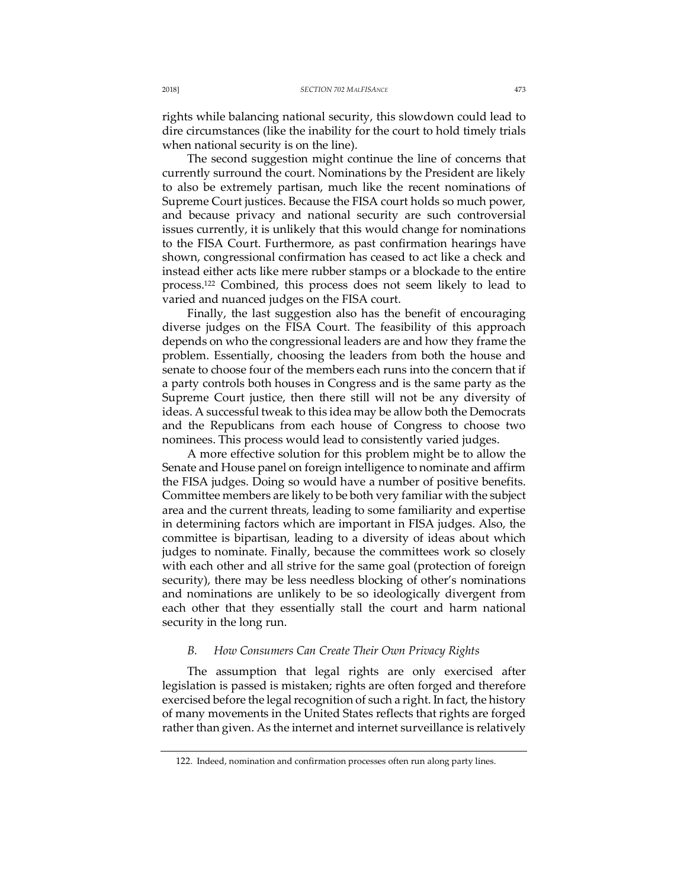rights while balancing national security, this slowdown could lead to dire circumstances (like the inability for the court to hold timely trials when national security is on the line).

The second suggestion might continue the line of concerns that currently surround the court. Nominations by the President are likely to also be extremely partisan, much like the recent nominations of Supreme Court justices. Because the FISA court holds so much power, and because privacy and national security are such controversial issues currently, it is unlikely that this would change for nominations to the FISA Court. Furthermore, as past confirmation hearings have shown, congressional confirmation has ceased to act like a check and instead either acts like mere rubber stamps or a blockade to the entire process.[122] Combined, this process does not seem likely to lead to varied and nuanced judges on the FISA court.

Finally, the last suggestion also has the benefit of encouraging diverse judges on the FISA Court. The feasibility of this approach depends on who the congressional leaders are and how they frame the problem. Essentially, choosing the leaders from both the house and senate to choose four of the members each runs into the concern that if a party controls both houses in Congress and is the same party as the Supreme Court justice, then there still will not be any diversity of ideas. A successful tweak to this idea may be allow both the Democrats and the Republicans from each house of Congress to choose two nominees. This process would lead to consistently varied judges.

A more effective solution for this problem might be to allow the Senate and House panel on foreign intelligence to nominate and affirm the FISA judges. Doing so would have a number of positive benefits. Committee members are likely to be both very familiar with the subject area and the current threats, leading to some familiarity and expertise in determining factors which are important in FISA judges. Also, the committee is bipartisan, leading to a diversity of ideas about which judges to nominate. Finally, because the committees work so closely with each other and all strive for the same goal (protection of foreign security), there may be less needless blocking of other's nominations and nominations are unlikely to be so ideologically divergent from each other that they essentially stall the court and harm national security in the long run.

### *B. How Consumers Can Create Their Own Privacy Rights*

The assumption that legal rights are only exercised after legislation is passed is mistaken; rights are often forged and therefore exercised before the legal recognition of such a right. In fact, the history of many movements in the United States reflects that rights are forged rather than given. As the internet and internet surveillance is relatively

122. Indeed, nomination and confirmation processes often run along party lines.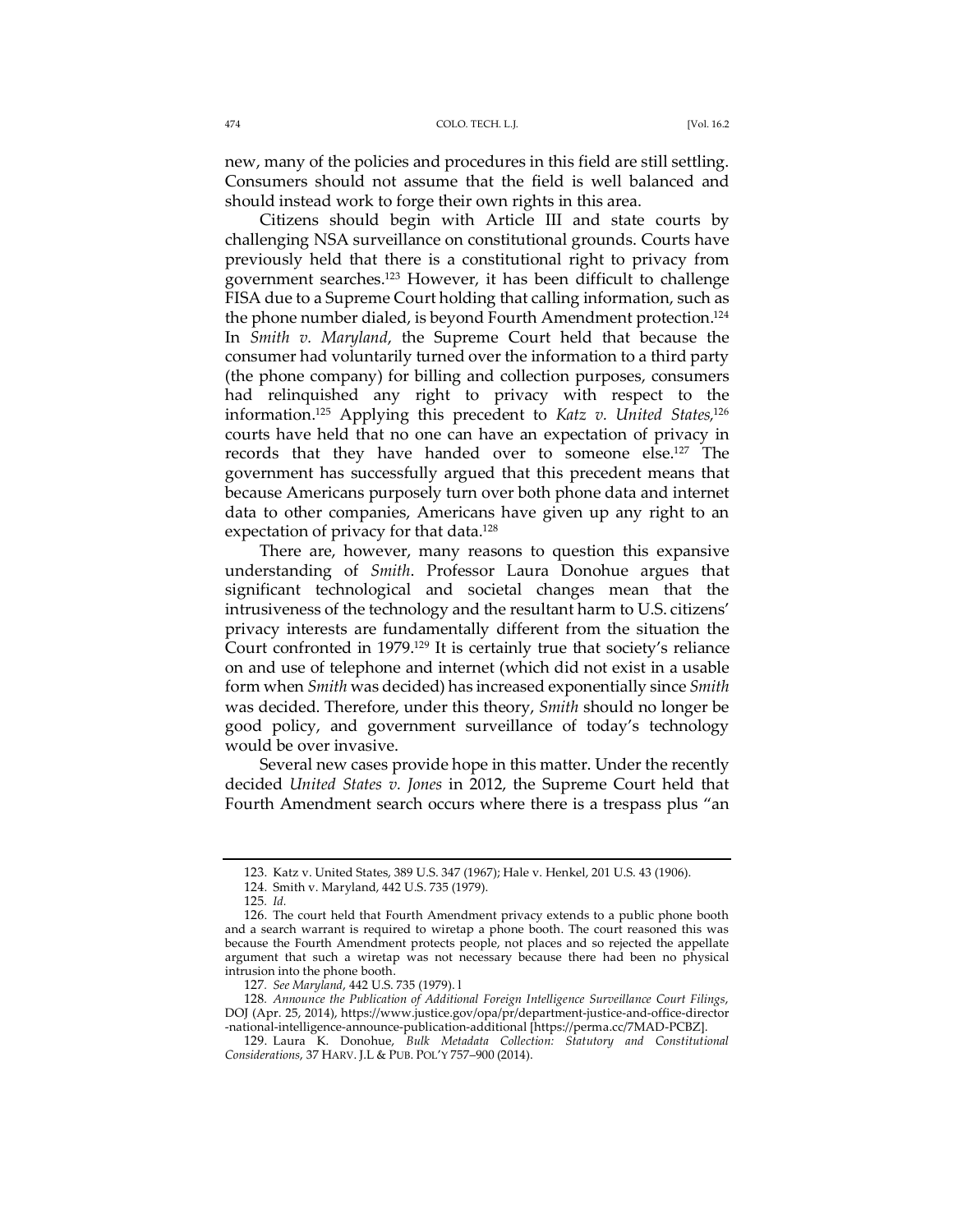new, many of the policies and procedures in this field are still settling. Consumers should not assume that the field is well balanced and should instead work to forge their own rights in this area.

Citizens should begin with Article III and state courts by challenging NSA surveillance on constitutional grounds. Courts have previously held that there is a constitutional right to privacy from government searches.[123] However, it has been difficult to challenge FISA due to a Supreme Court holding that calling information, such as the phone number dialed, is beyond Fourth Amendment protection.[124] In *Smith v. Maryland*, the Supreme Court held that because the consumer had voluntarily turned over the information to a third party (the phone company) for billing and collection purposes, consumers had relinquished any right to privacy with respect to the information.[125] Applying this precedent to *Katz v. United States*,[126] courts have held that no one can have an expectation of privacy in records that they have handed over to someone else.[127] The government has successfully argued that this precedent means that because Americans purposely turn over both phone data and internet data to other companies, Americans have given up any right to an expectation of privacy for that data.[128]

There are, however, many reasons to question this expansive understanding of *Smith*. Professor Laura Donohue argues that significant technological and societal changes mean that the intrusiveness of the technology and the resultant harm to U.S. citizens' privacy interests are fundamentally different from the situation the Court confronted in 1979.[129] It is certainly true that society's reliance on and use of telephone and internet (which did not exist in a usable form when *Smith* was decided) has increased exponentially since *Smith* was decided. Therefore, under this theory, *Smith* should no longer be good policy, and government surveillance of today's technology would be over invasive.

Several new cases provide hope in this matter. Under the recently decided *United States v. Jones* in 2012, the Supreme Court held that Fourth Amendment search occurs where there is a trespass plus "an

---

123. Katz v. United States, 389 U.S. 347 (1967); Hale v. Henkel, 201 U.S. 43 (1906).

124. Smith v. Maryland, 442 U.S. 735 (1979).

125. *Id.*

126. The court held that Fourth Amendment privacy extends to a public phone booth and a search warrant is required to wiretap a phone booth. The court reasoned this was because the Fourth Amendment protects people, not places and so rejected the appellate argument that such a wiretap was not necessary because there had been no physical intrusion into the phone booth.

127. *See Maryland*, 442 U.S. 735 (1979). l

128. *Announce the Publication of Additional Foreign Intelligence Surveillance Court Filings*, DOJ (Apr. 25, 2014), https://www.justice.gov/opa/pr/department-justice-and-office-director-national-intelligence-announce-publication-additional [https://perma.cc/7MAD-PCBZ].

129. Laura K. Donohue, *Bulk Metadata Collection: Statutory and Constitutional Considerations*, 37 HARV. J.L & PUB. POL'Y 757–900 (2014).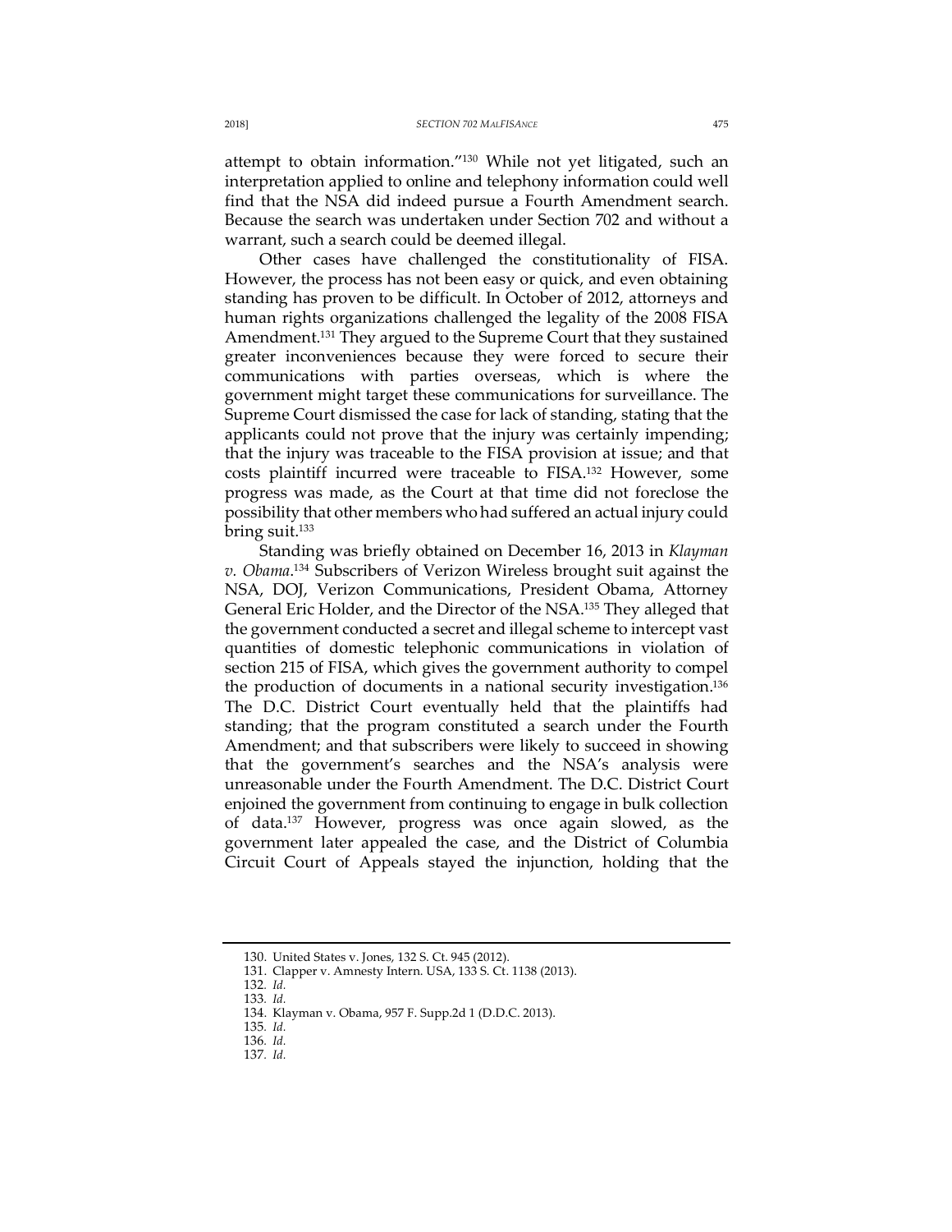attempt to obtain information."[130] While not yet litigated, such an interpretation applied to online and telephony information could well find that the NSA did indeed pursue a Fourth Amendment search. Because the search was undertaken under Section 702 and without a warrant, such a search could be deemed illegal.

Other cases have challenged the constitutionality of FISA. However, the process has not been easy or quick, and even obtaining standing has proven to be difficult. In October of 2012, attorneys and human rights organizations challenged the legality of the 2008 FISA Amendment.[131] They argued to the Supreme Court that they sustained greater inconveniences because they were forced to secure their communications with parties overseas, which is where the government might target these communications for surveillance. The Supreme Court dismissed the case for lack of standing, stating that the applicants could not prove that the injury was certainly impending; that the injury was traceable to the FISA provision at issue; and that costs plaintiff incurred were traceable to FISA.[132] However, some progress was made, as the Court at that time did not foreclose the possibility that other members who had suffered an actual injury could bring suit.[133]

Standing was briefly obtained on December 16, 2013 in *Klayman v. Obama*.[134] Subscribers of Verizon Wireless brought suit against the NSA, DOJ, Verizon Communications, President Obama, Attorney General Eric Holder, and the Director of the NSA.[135] They alleged that the government conducted a secret and illegal scheme to intercept vast quantities of domestic telephonic communications in violation of section 215 of FISA, which gives the government authority to compel the production of documents in a national security investigation.[136] The D.C. District Court eventually held that the plaintiffs had standing; that the program constituted a search under the Fourth Amendment; and that subscribers were likely to succeed in showing that the government's searches and the NSA's analysis were unreasonable under the Fourth Amendment. The D.C. District Court enjoined the government from continuing to engage in bulk collection of data.[137] However, progress was once again slowed, as the government later appealed the case, and the District of Columbia Circuit Court of Appeals stayed the injunction, holding that the

---

130. United States v. Jones, 132 S. Ct. 945 (2012).

131. Clapper v. Amnesty Intern. USA, 133 S. Ct. 1138 (2013).

132. *Id.*

133. *Id.*

134. Klayman v. Obama, 957 F. Supp.2d 1 (D.D.C. 2013).

135. *Id.*

136. *Id.*

137. *Id.*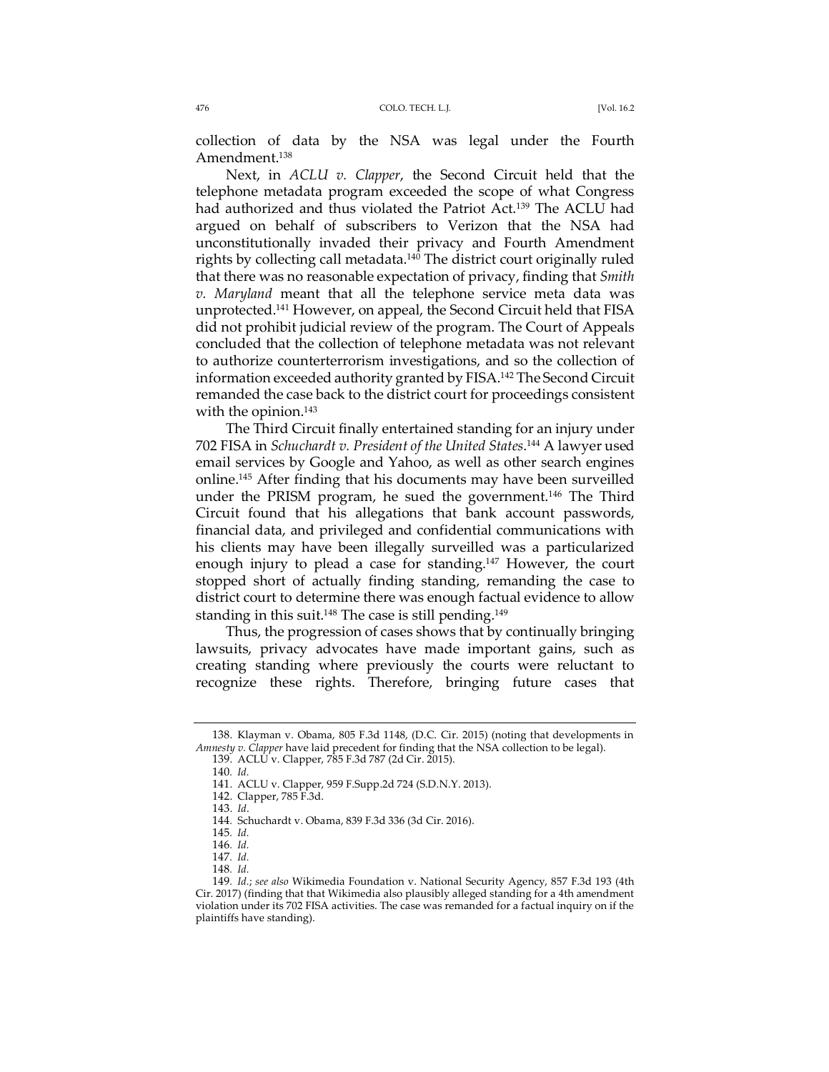collection of data by the NSA was legal under the Fourth Amendment.[138]

Next, in *ACLU v. Clapper*, the Second Circuit held that the telephone metadata program exceeded the scope of what Congress had authorized and thus violated the Patriot Act.[139] The ACLU had argued on behalf of subscribers to Verizon that the NSA had unconstitutionally invaded their privacy and Fourth Amendment rights by collecting call metadata.[140] The district court originally ruled that there was no reasonable expectation of privacy, finding that *Smith v. Maryland* meant that all the telephone service meta data was unprotected.[141] However, on appeal, the Second Circuit held that FISA did not prohibit judicial review of the program. The Court of Appeals concluded that the collection of telephone metadata was not relevant to authorize counterterrorism investigations, and so the collection of information exceeded authority granted by FISA.[142] The Second Circuit remanded the case back to the district court for proceedings consistent with the opinion.[143]

The Third Circuit finally entertained standing for an injury under 702 FISA in *Schuchardt v. President of the United States*.[144] A lawyer used email services by Google and Yahoo, as well as other search engines online.[145] After finding that his documents may have been surveilled under the PRISM program, he sued the government.[146] The Third Circuit found that his allegations that bank account passwords, financial data, and privileged and confidential communications with his clients may have been illegally surveilled was a particularized enough injury to plead a case for standing.[147] However, the court stopped short of actually finding standing, remanding the case to district court to determine there was enough factual evidence to allow standing in this suit.[148] The case is still pending.[149]

Thus, the progression of cases shows that by continually bringing lawsuits, privacy advocates have made important gains, such as creating standing where previously the courts were reluctant to recognize these rights. Therefore, bringing future cases that

---

138. Klayman v. Obama, 805 F.3d 1148, (D.C. Cir. 2015) (noting that developments in *Amnesty v. Clapper* have laid precedent for finding that the NSA collection to be legal).

139. ACLU v. Clapper, 785 F.3d 787 (2d Cir. 2015).

140. *Id.*

141. ACLU v. Clapper, 959 F.Supp.2d 724 (S.D.N.Y. 2013).

142. Clapper, 785 F.3d.

143. *Id*.

144. Schuchardt v. Obama, 839 F.3d 336 (3d Cir. 2016).

145. *Id.*

146. *Id.*

147. *Id.*

148. *Id.*

149. *Id.*; *see also* Wikimedia Foundation v. National Security Agency, 857 F.3d 193 (4th Cir. 2017) (finding that that Wikimedia also plausibly alleged standing for a 4th amendment violation under its 702 FISA activities. The case was remanded for a factual inquiry on if the plaintiffs have standing).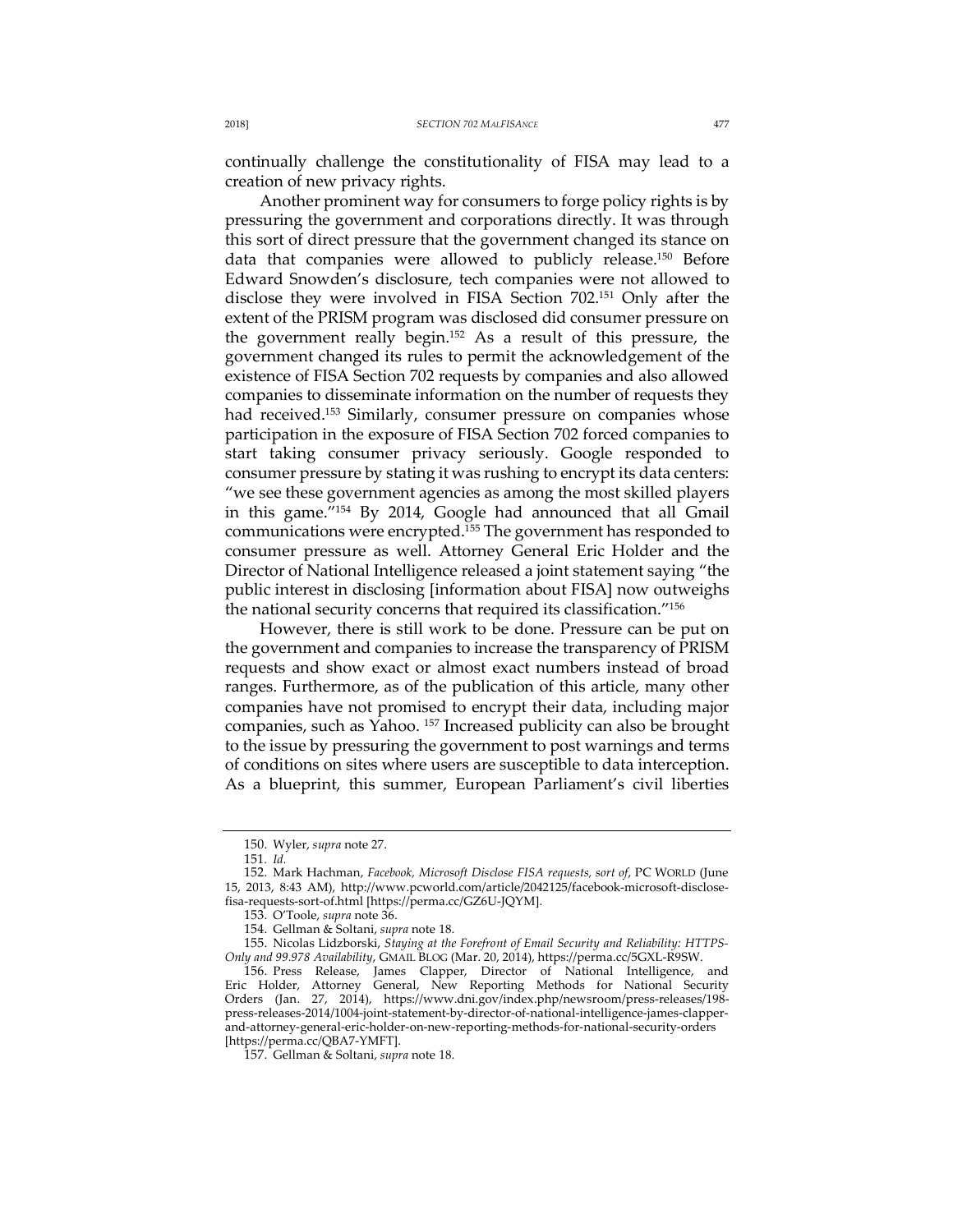continually challenge the constitutionality of FISA may lead to a creation of new privacy rights.

Another prominent way for consumers to forge policy rights is by pressuring the government and corporations directly. It was through this sort of direct pressure that the government changed its stance on data that companies were allowed to publicly release.[150] Before Edward Snowden's disclosure, tech companies were not allowed to disclose they were involved in FISA Section 702.[151] Only after the extent of the PRISM program was disclosed did consumer pressure on the government really begin.[152] As a result of this pressure, the government changed its rules to permit the acknowledgement of the existence of FISA Section 702 requests by companies and also allowed companies to disseminate information on the number of requests they had received.[153] Similarly, consumer pressure on companies whose participation in the exposure of FISA Section 702 forced companies to start taking consumer privacy seriously. Google responded to consumer pressure by stating it was rushing to encrypt its data centers: "we see these government agencies as among the most skilled players in this game."[154] By 2014, Google had announced that all Gmail communications were encrypted.[155] The government has responded to consumer pressure as well. Attorney General Eric Holder and the Director of National Intelligence released a joint statement saying "the public interest in disclosing [information about FISA] now outweighs the national security concerns that required its classification."[156]

However, there is still work to be done. Pressure can be put on the government and companies to increase the transparency of PRISM requests and show exact or almost exact numbers instead of broad ranges. Furthermore, as of the publication of this article, many other companies have not promised to encrypt their data, including major companies, such as Yahoo. [157] Increased publicity can also be brought to the issue by pressuring the government to post warnings and terms of conditions on sites where users are susceptible to data interception. As a blueprint, this summer, European Parliament's civil liberties

---

150. Wyler, *supra* note 27.

151. *Id.*

152. Mark Hachman, *Facebook, Microsoft Disclose FISA requests, sort of*, PC WORLD (June 15, 2013, 8:43 AM), http://www.pcworld.com/article/2042125/facebook-microsoft-disclose-fisa-requests-sort-of.html [https://perma.cc/GZ6U-JQYM].

153. O'Toole, *supra* note 36.

154. Gellman & Soltani, *supra* note 18.

155. Nicolas Lidzborski, *Staying at the Forefront of Email Security and Reliability: HTTPS-Only and 99.978 Availability*, GMAIL BLOG (Mar. 20, 2014), https://perma.cc/5GXL-R9SW.

156. Press Release, James Clapper, Director of National Intelligence, and Eric Holder, Attorney General, New Reporting Methods for National Security Orders (Jan. 27, 2014), https://www.dni.gov/index.php/newsroom/press-releases/198-press-releases-2014/1004-joint-statement-by-director-of-national-intelligence-james-clapper-and-attorney-general-eric-holder-on-new-reporting-methods-for-national-security-orders [https://perma.cc/QBA7-YMFT].

157. Gellman & Soltani, *supra* note 18.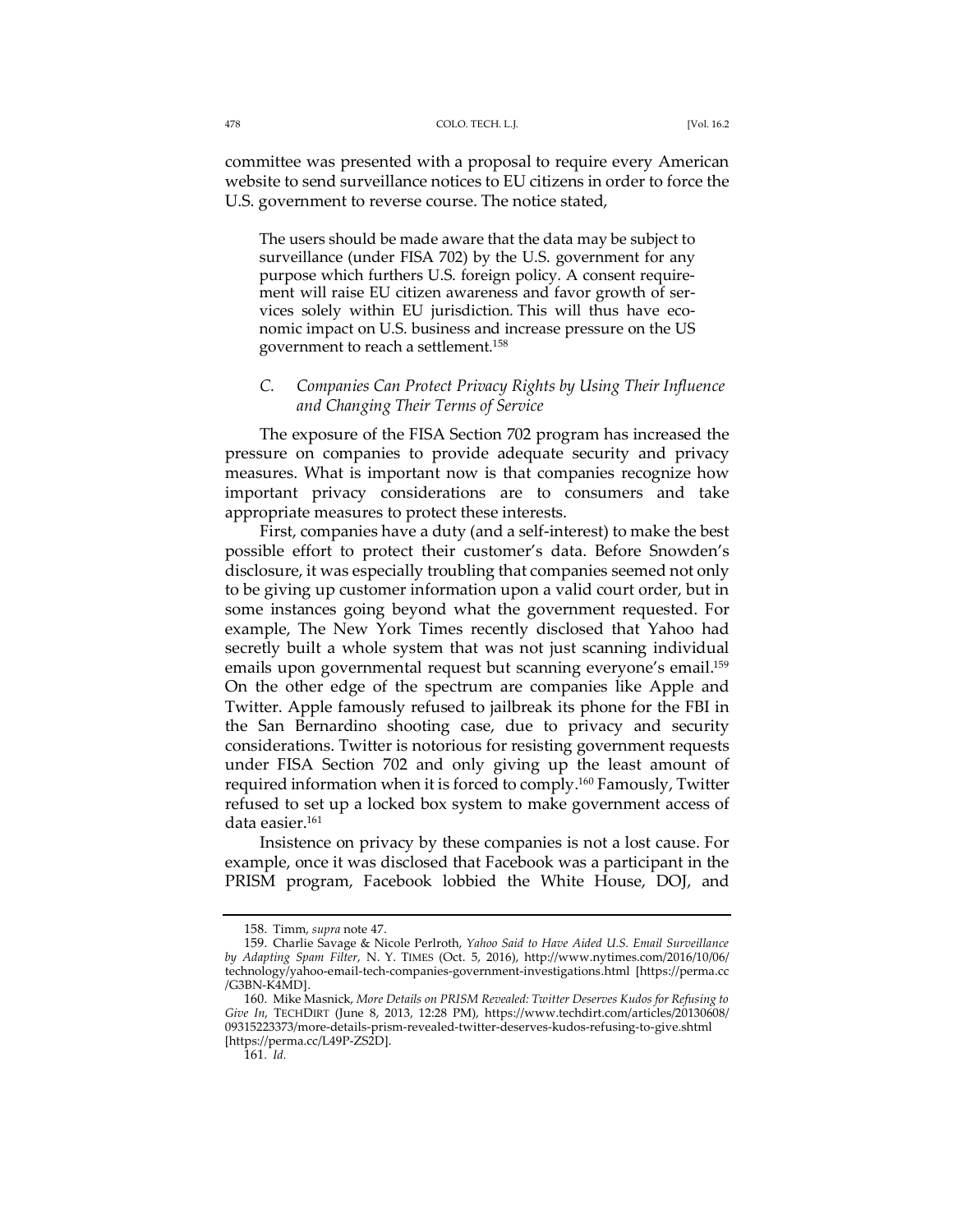committee was presented with a proposal to require every American website to send surveillance notices to EU citizens in order to force the U.S. government to reverse course. The notice stated,

> The users should be made aware that the data may be subject to surveillance (under FISA 702) by the U.S. government for any purpose which furthers U.S. foreign policy. A consent requirement will raise EU citizen awareness and favor growth of services solely within EU jurisdiction. This will thus have economic impact on U.S. business and increase pressure on the US government to reach a settlement.[158]

### C. *Companies Can Protect Privacy Rights by Using Their Influence and Changing Their Terms of Service*

The exposure of the FISA Section 702 program has increased the pressure on companies to provide adequate security and privacy measures. What is important now is that companies recognize how important privacy considerations are to consumers and take appropriate measures to protect these interests.

First, companies have a duty (and a self-interest) to make the best possible effort to protect their customer's data. Before Snowden's disclosure, it was especially troubling that companies seemed not only to be giving up customer information upon a valid court order, but in some instances going beyond what the government requested. For example, The New York Times recently disclosed that Yahoo had secretly built a whole system that was not just scanning individual emails upon governmental request but scanning everyone's email.[159] On the other edge of the spectrum are companies like Apple and Twitter. Apple famously refused to jailbreak its phone for the FBI in the San Bernardino shooting case, due to privacy and security considerations. Twitter is notorious for resisting government requests under FISA Section 702 and only giving up the least amount of required information when it is forced to comply.[160] Famously, Twitter refused to set up a locked box system to make government access of data easier.[161]

Insistence on privacy by these companies is not a lost cause. For example, once it was disclosed that Facebook was a participant in the PRISM program, Facebook lobbied the White House, DOJ, and

---

158. Timm, *supra* note 47.

159. Charlie Savage & Nicole Perlroth, *Yahoo Said to Have Aided U.S. Email Surveillance by Adapting Spam Filter*, N. Y. TIMES (Oct. 5, 2016), http://www.nytimes.com/2016/10/06/technology/yahoo-email-tech-companies-government-investigations.html [https://perma.cc/G3BN-K4MD].

160. Mike Masnick, *More Details on PRISM Revealed: Twitter Deserves Kudos for Refusing to Give In*, TECHDIRT (June 8, 2013, 12:28 PM), https://www.techdirt.com/articles/20130608/09315223373/more-details-prism-revealed-twitter-deserves-kudos-refusing-to-give.shtml [https://perma.cc/L49P-ZS2D].

161. *Id.*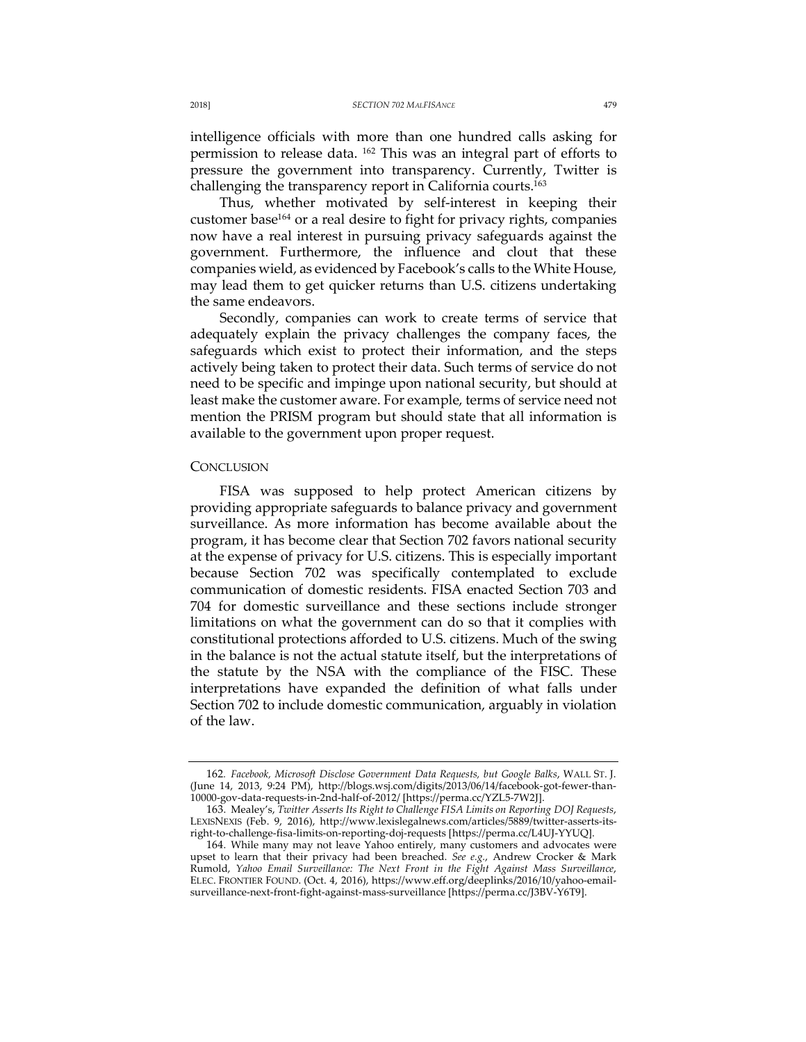intelligence officials with more than one hundred calls asking for permission to release data. [162] This was an integral part of efforts to pressure the government into transparency. Currently, Twitter is challenging the transparency report in California courts.[163]

Thus, whether motivated by self-interest in keeping their customer base[164] or a real desire to fight for privacy rights, companies now have a real interest in pursuing privacy safeguards against the government. Furthermore, the influence and clout that these companies wield, as evidenced by Facebook's calls to the White House, may lead them to get quicker returns than U.S. citizens undertaking the same endeavors.

Secondly, companies can work to create terms of service that adequately explain the privacy challenges the company faces, the safeguards which exist to protect their information, and the steps actively being taken to protect their data. Such terms of service do not need to be specific and impinge upon national security, but should at least make the customer aware. For example, terms of service need not mention the PRISM program but should state that all information is available to the government upon proper request.

## CONCLUSION

FISA was supposed to help protect American citizens by providing appropriate safeguards to balance privacy and government surveillance. As more information has become available about the program, it has become clear that Section 702 favors national security at the expense of privacy for U.S. citizens. This is especially important because Section 702 was specifically contemplated to exclude communication of domestic residents. FISA enacted Section 703 and 704 for domestic surveillance and these sections include stronger limitations on what the government can do so that it complies with constitutional protections afforded to U.S. citizens. Much of the swing in the balance is not the actual statute itself, but the interpretations of the statute by the NSA with the compliance of the FISC. These interpretations have expanded the definition of what falls under Section 702 to include domestic communication, arguably in violation of the law.

---

162. *Facebook, Microsoft Disclose Government Data Requests, but Google Balks*, WALL ST. J. (June 14, 2013, 9:24 PM), http://blogs.wsj.com/digits/2013/06/14/facebook-got-fewer-than-10000-gov-data-requests-in-2nd-half-of-2012/ [https://perma.cc/YZL5-7W2J].

163. Mealey's, *Twitter Asserts Its Right to Challenge FISA Limits on Reporting DOJ Requests*, LEXISNEXIS (Feb. 9, 2016), http://www.lexislegalnews.com/articles/5889/twitter-asserts-its-right-to-challenge-fisa-limits-on-reporting-doj-requests [https://perma.cc/L4UJ-YYUQ].

164. While many may not leave Yahoo entirely, many customers and advocates were upset to learn that their privacy had been breached. *See e.g.*, Andrew Crocker & Mark Rumold, *Yahoo Email Surveillance: The Next Front in the Fight Against Mass Surveillance*, ELEC. FRONTIER FOUND. (Oct. 4, 2016), https://www.eff.org/deeplinks/2016/10/yahoo-email-surveillance-next-front-fight-against-mass-surveillance [https://perma.cc/J3BV-Y6T9].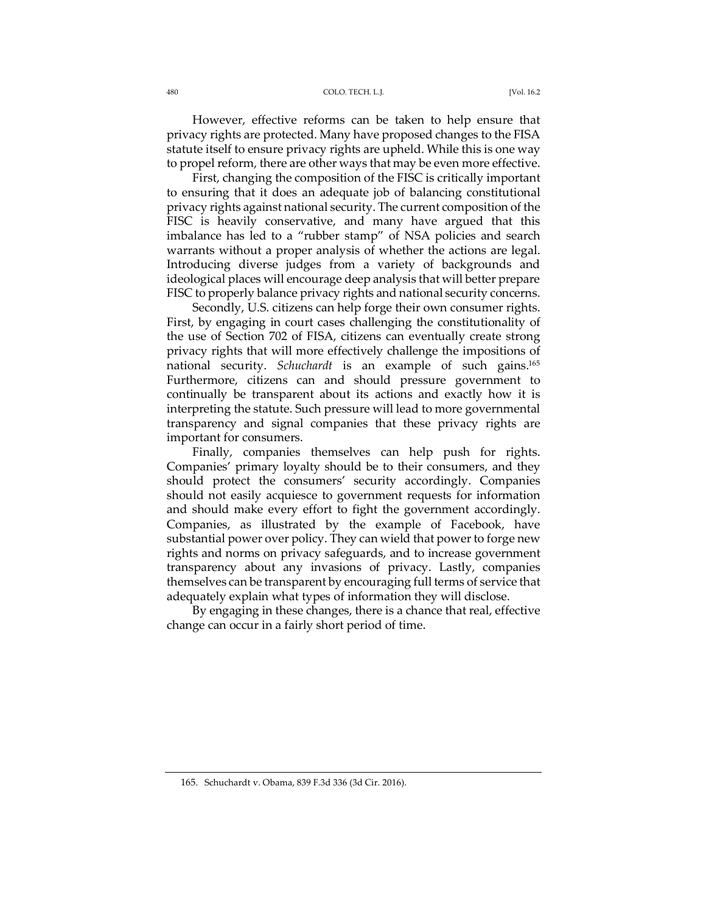However, effective reforms can be taken to help ensure that privacy rights are protected. Many have proposed changes to the FISA statute itself to ensure privacy rights are upheld. While this is one way to propel reform, there are other ways that may be even more effective.

First, changing the composition of the FISC is critically important to ensuring that it does an adequate job of balancing constitutional privacy rights against national security. The current composition of the FISC is heavily conservative, and many have argued that this imbalance has led to a "rubber stamp" of NSA policies and search warrants without a proper analysis of whether the actions are legal. Introducing diverse judges from a variety of backgrounds and ideological places will encourage deep analysis that will better prepare FISC to properly balance privacy rights and national security concerns.

Secondly, U.S. citizens can help forge their own consumer rights. First, by engaging in court cases challenging the constitutionality of the use of Section 702 of FISA, citizens can eventually create strong privacy rights that will more effectively challenge the impositions of national security. *Schuchardt* is an example of such gains.[165] Furthermore, citizens can and should pressure government to continually be transparent about its actions and exactly how it is interpreting the statute. Such pressure will lead to more governmental transparency and signal companies that these privacy rights are important for consumers.

Finally, companies themselves can help push for rights. Companies' primary loyalty should be to their consumers, and they should protect the consumers' security accordingly. Companies should not easily acquiesce to government requests for information and should make every effort to fight the government accordingly. Companies, as illustrated by the example of Facebook, have substantial power over policy. They can wield that power to forge new rights and norms on privacy safeguards, and to increase government transparency about any invasions of privacy. Lastly, companies themselves can be transparent by encouraging full terms of service that adequately explain what types of information they will disclose.

By engaging in these changes, there is a chance that real, effective change can occur in a fairly short period of time.

---

165. Schuchardt v. Obama, 839 F.3d 336 (3d Cir. 2016).